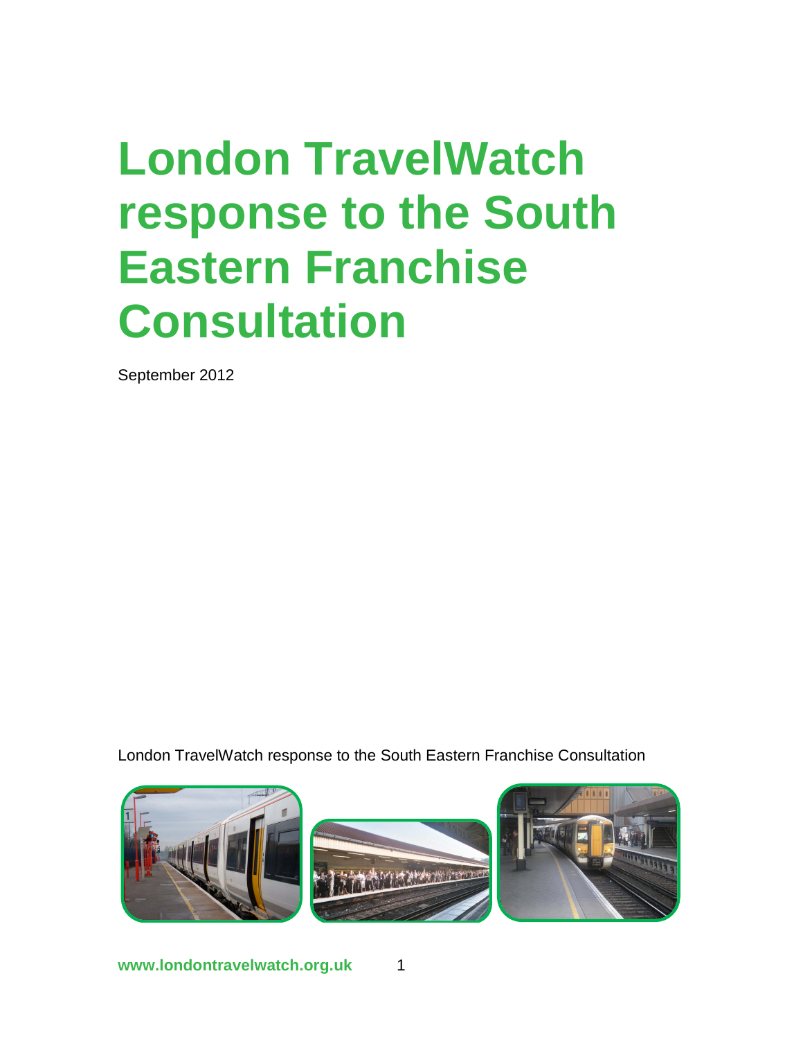# London TravelWatch response to the South Eastern Franchise Consultation

September 2012

London TravelWatch response to the South Eastern Franchise Consultation

www.londontravelwatch.org.uk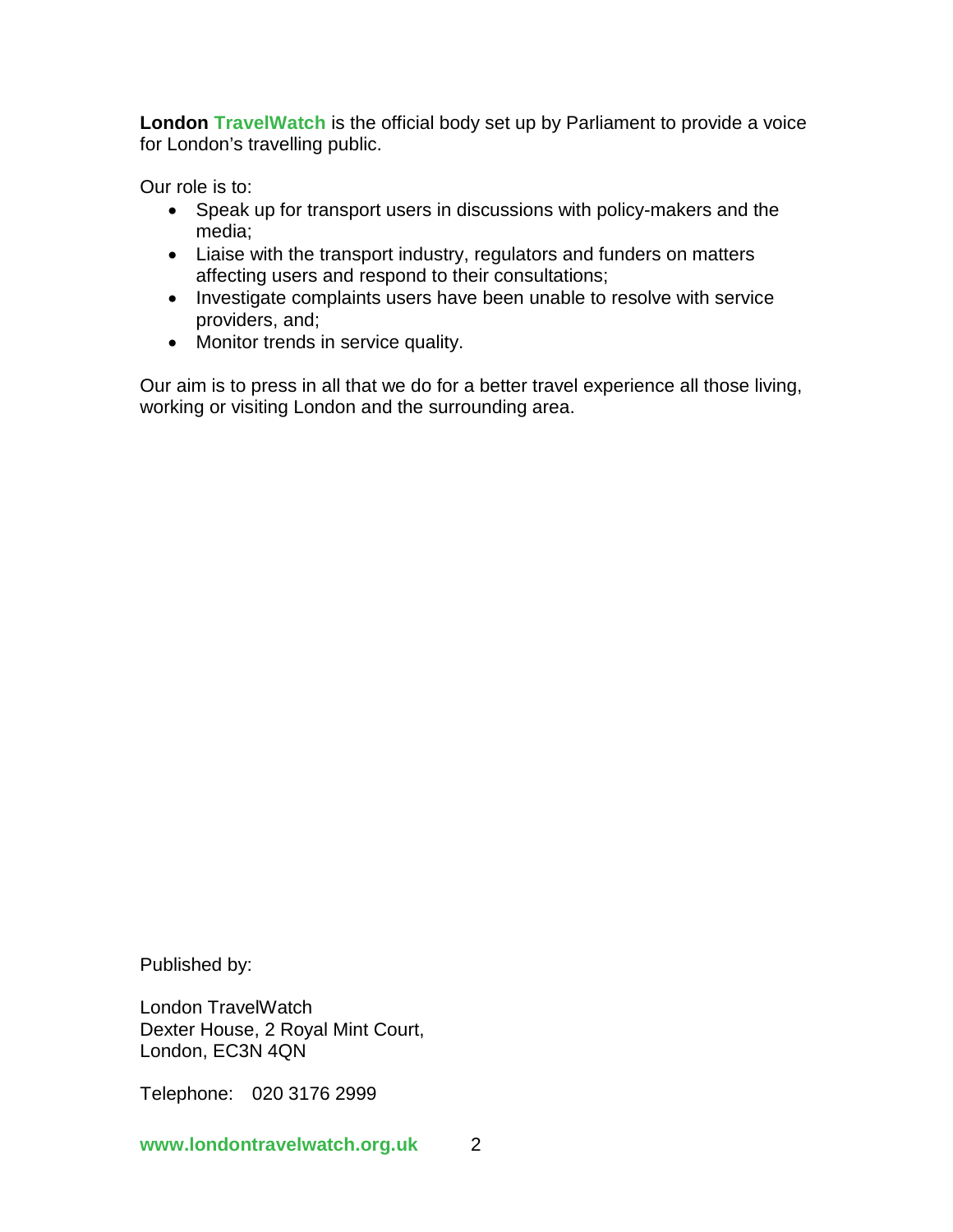**London TravelWatch** is the official body set up by Parliament to provide a voice for London's travelling public.

Our role is to:

- Speak up for transport users in discussions with policy-makers and the media;
- Liaise with the transport industry, regulators and funders on matters affecting users and respond to their consultations;
- Investigate complaints users have been unable to resolve with service providers, and;
- Monitor trends in service quality.

Our aim is to press in all that we do for a better travel experience all those living, working or visiting London and the surrounding area.

Published by:

London TravelWatch
Dexter House, 2 Royal Mint Court,
London, EC3N 4QN

Telephone: 020 3176 2999

**www.londontravelwatch.org.uk**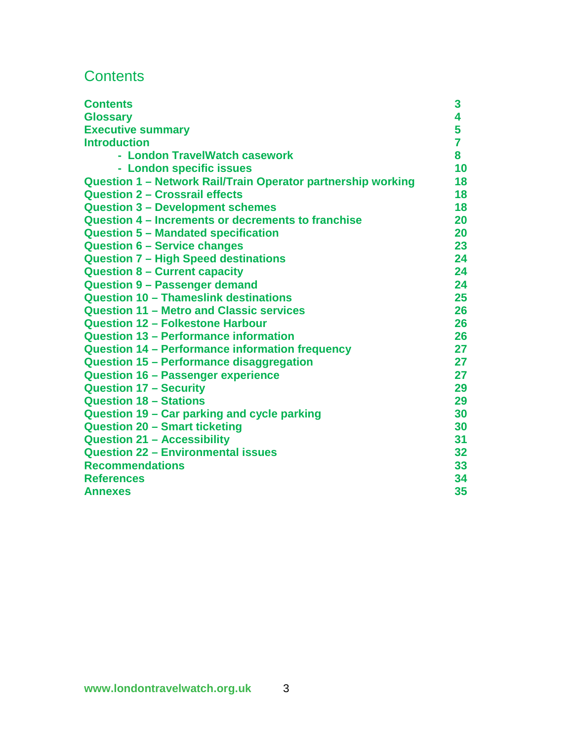# Contents

| | |
|---|---|
| **Contents** | **3** |
| **Glossary** | **4** |
| **Executive summary** | **5** |
| **Introduction** | **7** |
| **- London TravelWatch casework** | **8** |
| **- London specific issues** | **10** |
| **Question 1 – Network Rail/Train Operator partnership working** | **18** |
| **Question 2 – Crossrail effects** | **18** |
| **Question 3 – Development schemes** | **18** |
| **Question 4 – Increments or decrements to franchise** | **20** |
| **Question 5 – Mandated specification** | **20** |
| **Question 6 – Service changes** | **23** |
| **Question 7 – High Speed destinations** | **24** |
| **Question 8 – Current capacity** | **24** |
| **Question 9 – Passenger demand** | **24** |
| **Question 10 – Thameslink destinations** | **25** |
| **Question 11 – Metro and Classic services** | **26** |
| **Question 12 – Folkestone Harbour** | **26** |
| **Question 13 – Performance information** | **26** |
| **Question 14 – Performance information frequency** | **27** |
| **Question 15 – Performance disaggregation** | **27** |
| **Question 16 – Passenger experience** | **27** |
| **Question 17 – Security** | **29** |
| **Question 18 – Stations** | **29** |
| **Question 19 – Car parking and cycle parking** | **30** |
| **Question 20 – Smart ticketing** | **30** |
| **Question 21 – Accessibility** | **31** |
| **Question 22 – Environmental issues** | **32** |
| **Recommendations** | **33** |
| **References** | **34** |
| **Annexes** | **35** |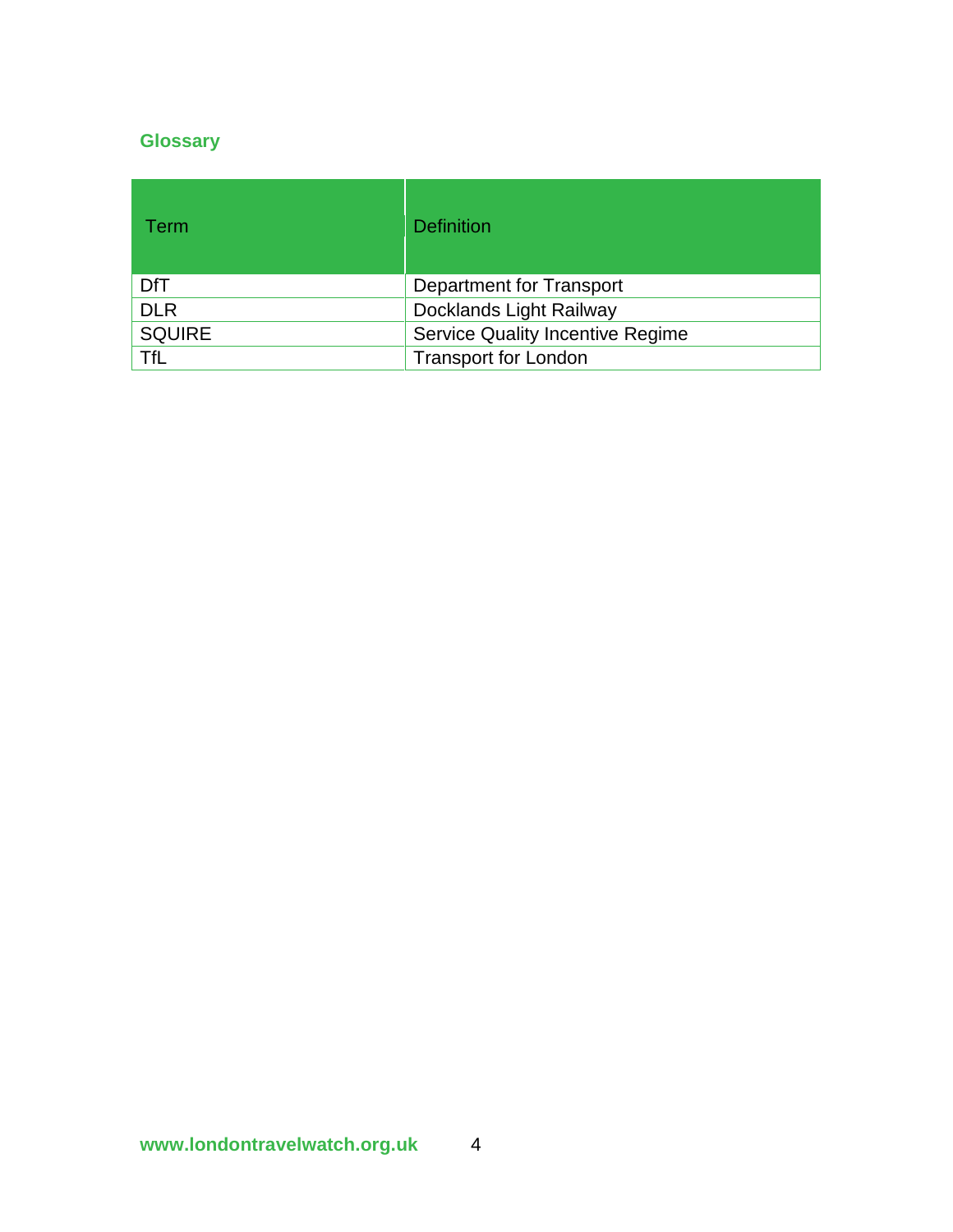## Glossary

| Term | Definition |
| --- | --- |
| DfT | Department for Transport |
| DLR | Docklands Light Railway |
| SQUIRE | Service Quality Incentive Regime |
| TfL | Transport for London |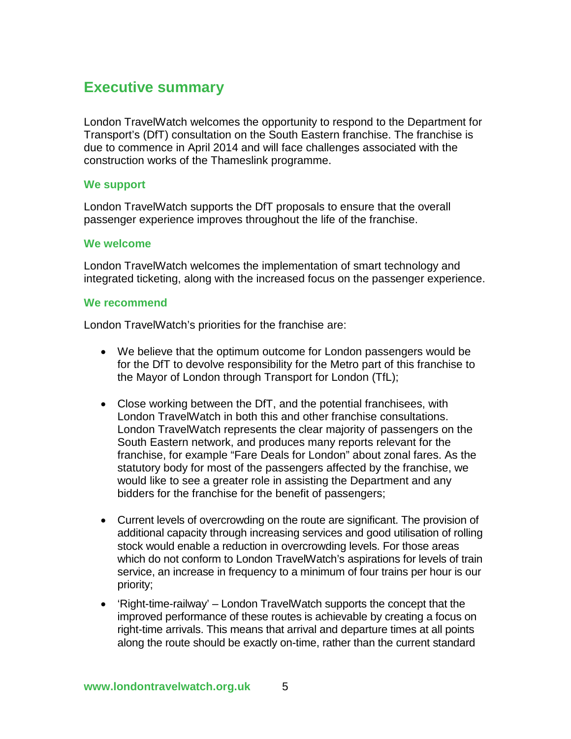## Executive summary

London TravelWatch welcomes the opportunity to respond to the Department for Transport's (DfT) consultation on the South Eastern franchise. The franchise is due to commence in April 2014 and will face challenges associated with the construction works of the Thameslink programme.

### We support

London TravelWatch supports the DfT proposals to ensure that the overall passenger experience improves throughout the life of the franchise.

### We welcome

London TravelWatch welcomes the implementation of smart technology and integrated ticketing, along with the increased focus on the passenger experience.

### We recommend

London TravelWatch's priorities for the franchise are:

- We believe that the optimum outcome for London passengers would be for the DfT to devolve responsibility for the Metro part of this franchise to the Mayor of London through Transport for London (TfL);

- Close working between the DfT, and the potential franchisees, with London TravelWatch in both this and other franchise consultations. London TravelWatch represents the clear majority of passengers on the South Eastern network, and produces many reports relevant for the franchise, for example "Fare Deals for London" about zonal fares. As the statutory body for most of the passengers affected by the franchise, we would like to see a greater role in assisting the Department and any bidders for the franchise for the benefit of passengers;

- Current levels of overcrowding on the route are significant. The provision of additional capacity through increasing services and good utilisation of rolling stock would enable a reduction in overcrowding levels. For those areas which do not conform to London TravelWatch's aspirations for levels of train service, an increase in frequency to a minimum of four trains per hour is our priority;

- 'Right-time-railway' – London TravelWatch supports the concept that the improved performance of these routes is achievable by creating a focus on right-time arrivals. This means that arrival and departure times at all points along the route should be exactly on-time, rather than the current standard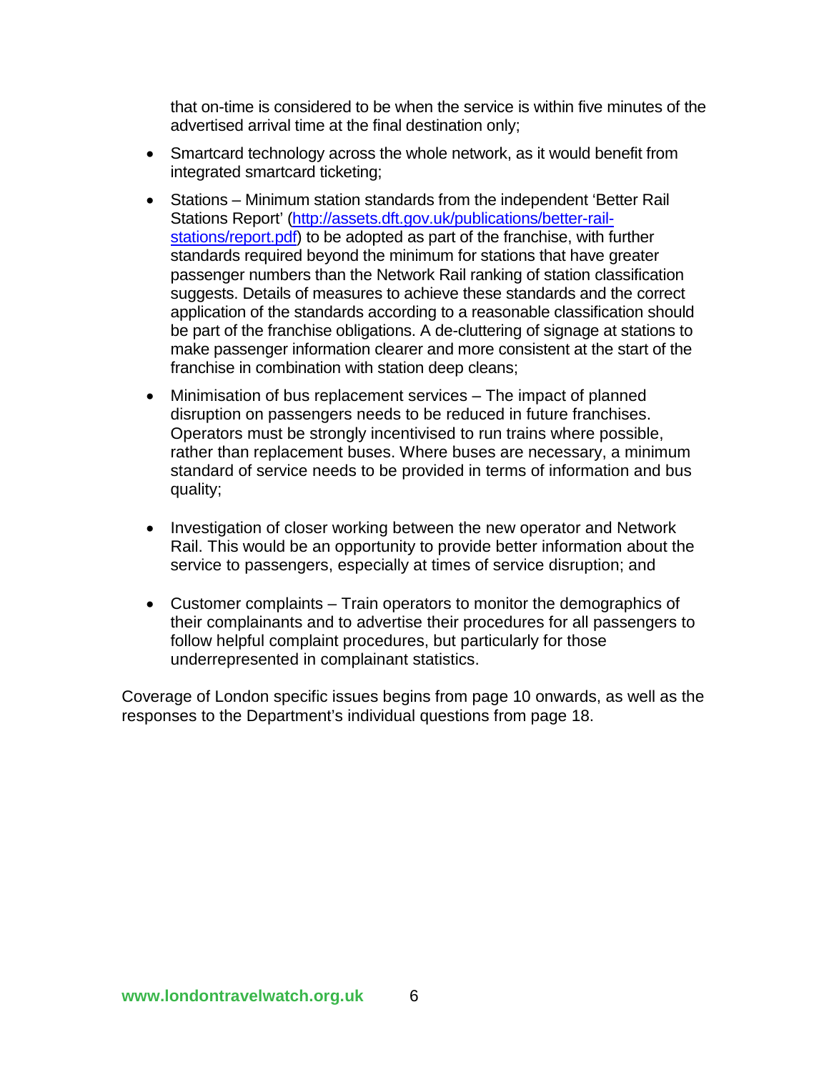that on-time is considered to be when the service is within five minutes of the advertised arrival time at the final destination only;

- Smartcard technology across the whole network, as it would benefit from integrated smartcard ticketing;
- Stations – Minimum station standards from the independent 'Better Rail Stations Report' ([http://assets.dft.gov.uk/publications/better-rail-stations/report.pdf](http://assets.dft.gov.uk/publications/better-rail-stations/report.pdf)) to be adopted as part of the franchise, with further standards required beyond the minimum for stations that have greater passenger numbers than the Network Rail ranking of station classification suggests. Details of measures to achieve these standards and the correct application of the standards according to a reasonable classification should be part of the franchise obligations. A de-cluttering of signage at stations to make passenger information clearer and more consistent at the start of the franchise in combination with station deep cleans;
- Minimisation of bus replacement services – The impact of planned disruption on passengers needs to be reduced in future franchises. Operators must be strongly incentivised to run trains where possible, rather than replacement buses. Where buses are necessary, a minimum standard of service needs to be provided in terms of information and bus quality;
- Investigation of closer working between the new operator and Network Rail. This would be an opportunity to provide better information about the service to passengers, especially at times of service disruption; and
- Customer complaints – Train operators to monitor the demographics of their complainants and to advertise their procedures for all passengers to follow helpful complaint procedures, but particularly for those underrepresented in complainant statistics.

Coverage of London specific issues begins from page 10 onwards, as well as the responses to the Department's individual questions from page 18.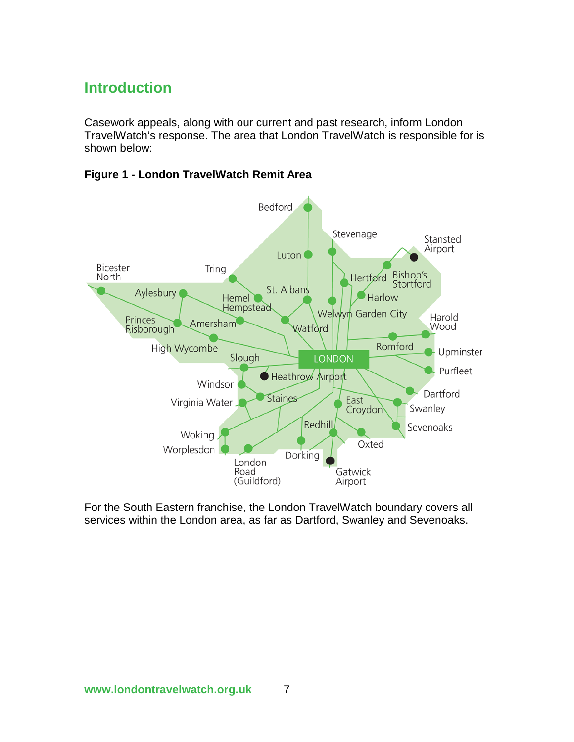## Introduction

Casework appeals, along with our current and past research, inform London TravelWatch's response. The area that London TravelWatch is responsible for is shown below:

**Figure 1 - London TravelWatch Remit Area**

For the South Eastern franchise, the London TravelWatch boundary covers all services within the London area, as far as Dartford, Swanley and Sevenoaks.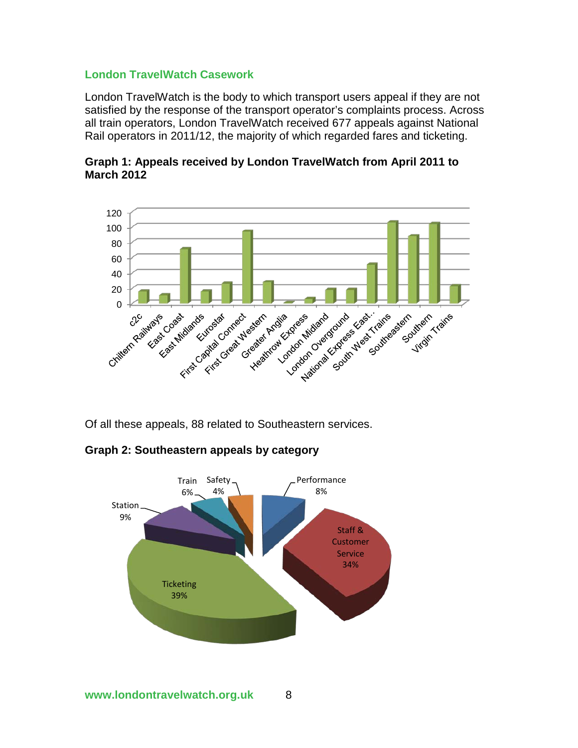## London TravelWatch Casework

London TravelWatch is the body to which transport users appeal if they are not satisfied by the response of the transport operator's complaints process. Across all train operators, London TravelWatch received 677 appeals against National Rail operators in 2011/12, the majority of which regarded fares and ticketing.

**Graph 1: Appeals received by London TravelWatch from April 2011 to March 2012**

Of all these appeals, 88 related to Southeastern services.

**Graph 2: Southeastern appeals by category**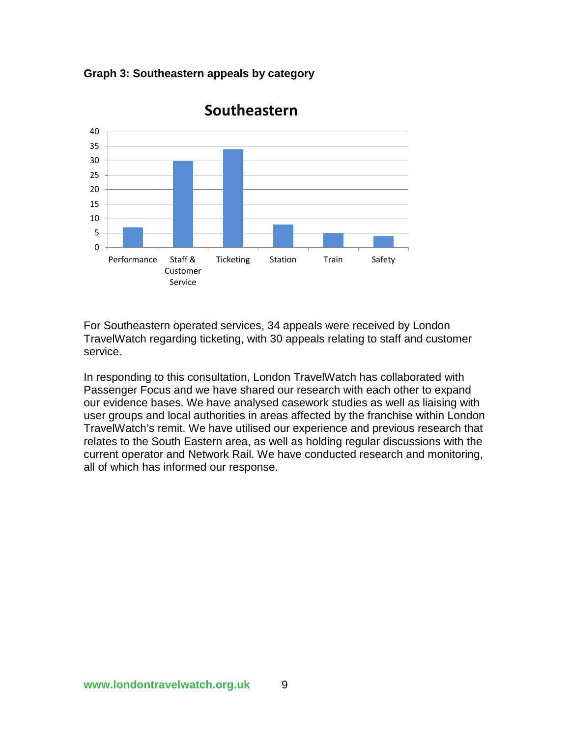**Graph 3: Southeastern appeals by category**

For Southeastern operated services, 34 appeals were received by London TravelWatch regarding ticketing, with 30 appeals relating to staff and customer service.

In responding to this consultation, London TravelWatch has collaborated with Passenger Focus and we have shared our research with each other to expand our evidence bases. We have analysed casework studies as well as liaising with user groups and local authorities in areas affected by the franchise within London TravelWatch's remit. We have utilised our experience and previous research that relates to the South Eastern area, as well as holding regular discussions with the current operator and Network Rail. We have conducted research and monitoring, all of which has informed our response.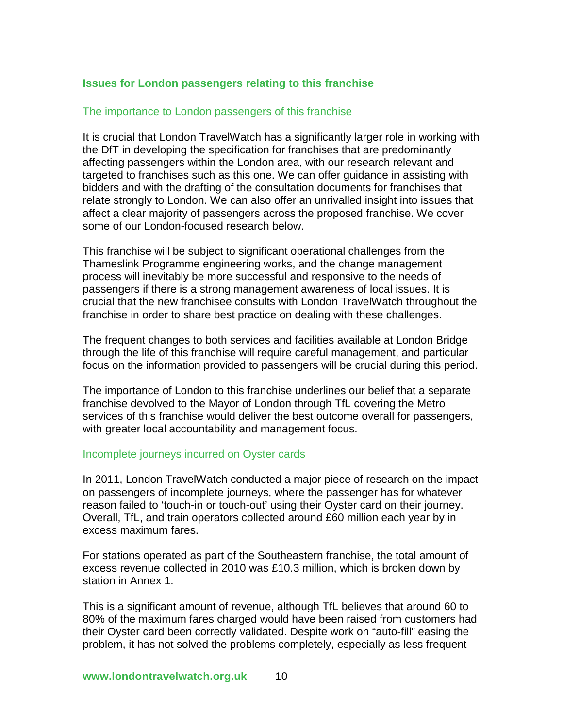## Issues for London passengers relating to this franchise

### The importance to London passengers of this franchise

It is crucial that London TravelWatch has a significantly larger role in working with the DfT in developing the specification for franchises that are predominantly affecting passengers within the London area, with our research relevant and targeted to franchises such as this one. We can offer guidance in assisting with bidders and with the drafting of the consultation documents for franchises that relate strongly to London. We can also offer an unrivalled insight into issues that affect a clear majority of passengers across the proposed franchise. We cover some of our London-focused research below.

This franchise will be subject to significant operational challenges from the Thameslink Programme engineering works, and the change management process will inevitably be more successful and responsive to the needs of passengers if there is a strong management awareness of local issues. It is crucial that the new franchisee consults with London TravelWatch throughout the franchise in order to share best practice on dealing with these challenges.

The frequent changes to both services and facilities available at London Bridge through the life of this franchise will require careful management, and particular focus on the information provided to passengers will be crucial during this period.

The importance of London to this franchise underlines our belief that a separate franchise devolved to the Mayor of London through TfL covering the Metro services of this franchise would deliver the best outcome overall for passengers, with greater local accountability and management focus.

### Incomplete journeys incurred on Oyster cards

In 2011, London TravelWatch conducted a major piece of research on the impact on passengers of incomplete journeys, where the passenger has for whatever reason failed to 'touch-in or touch-out' using their Oyster card on their journey. Overall, TfL, and train operators collected around £60 million each year by in excess maximum fares.

For stations operated as part of the Southeastern franchise, the total amount of excess revenue collected in 2010 was £10.3 million, which is broken down by station in Annex 1.

This is a significant amount of revenue, although TfL believes that around 60 to 80% of the maximum fares charged would have been raised from customers had their Oyster card been correctly validated. Despite work on "auto-fill" easing the problem, it has not solved the problems completely, especially as less frequent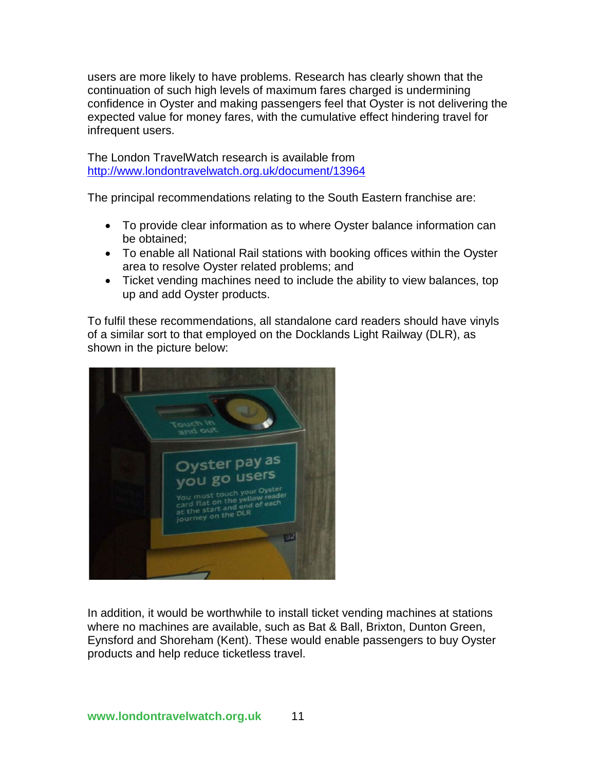users are more likely to have problems. Research has clearly shown that the continuation of such high levels of maximum fares charged is undermining confidence in Oyster and making passengers feel that Oyster is not delivering the expected value for money fares, with the cumulative effect hindering travel for infrequent users.

The London TravelWatch research is available from http://www.londontravelwatch.org.uk/document/13964

The principal recommendations relating to the South Eastern franchise are:

- To provide clear information as to where Oyster balance information can be obtained;
- To enable all National Rail stations with booking offices within the Oyster area to resolve Oyster related problems; and
- Ticket vending machines need to include the ability to view balances, top up and add Oyster products.

To fulfil these recommendations, all standalone card readers should have vinyls of a similar sort to that employed on the Docklands Light Railway (DLR), as shown in the picture below:

In addition, it would be worthwhile to install ticket vending machines at stations where no machines are available, such as Bat & Ball, Brixton, Dunton Green, Eynsford and Shoreham (Kent). These would enable passengers to buy Oyster products and help reduce ticketless travel.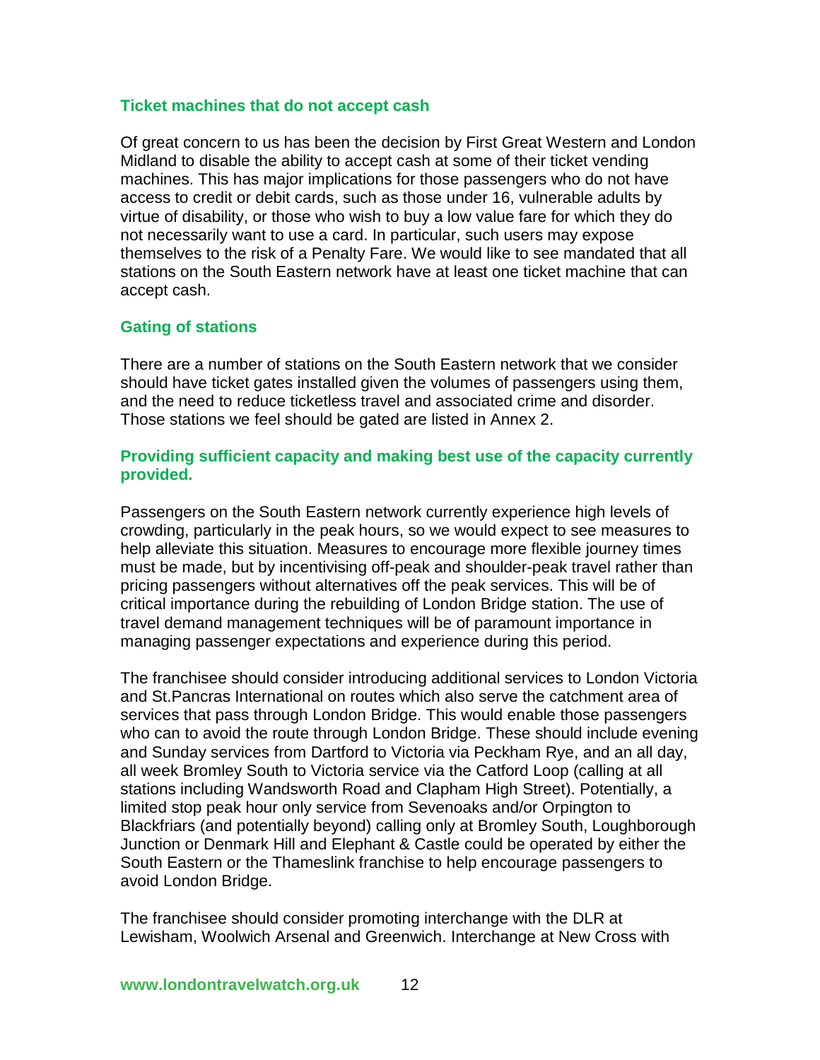### Ticket machines that do not accept cash

Of great concern to us has been the decision by First Great Western and London Midland to disable the ability to accept cash at some of their ticket vending machines. This has major implications for those passengers who do not have access to credit or debit cards, such as those under 16, vulnerable adults by virtue of disability, or those who wish to buy a low value fare for which they do not necessarily want to use a card. In particular, such users may expose themselves to the risk of a Penalty Fare. We would like to see mandated that all stations on the South Eastern network have at least one ticket machine that can accept cash.

### Gating of stations

There are a number of stations on the South Eastern network that we consider should have ticket gates installed given the volumes of passengers using them, and the need to reduce ticketless travel and associated crime and disorder. Those stations we feel should be gated are listed in Annex 2.

### Providing sufficient capacity and making best use of the capacity currently provided.

Passengers on the South Eastern network currently experience high levels of crowding, particularly in the peak hours, so we would expect to see measures to help alleviate this situation. Measures to encourage more flexible journey times must be made, but by incentivising off-peak and shoulder-peak travel rather than pricing passengers without alternatives off the peak services. This will be of critical importance during the rebuilding of London Bridge station. The use of travel demand management techniques will be of paramount importance in managing passenger expectations and experience during this period.

The franchisee should consider introducing additional services to London Victoria and St.Pancras International on routes which also serve the catchment area of services that pass through London Bridge. This would enable those passengers who can to avoid the route through London Bridge. These should include evening and Sunday services from Dartford to Victoria via Peckham Rye, and an all day, all week Bromley South to Victoria service via the Catford Loop (calling at all stations including Wandsworth Road and Clapham High Street). Potentially, a limited stop peak hour only service from Sevenoaks and/or Orpington to Blackfriars (and potentially beyond) calling only at Bromley South, Loughborough Junction or Denmark Hill and Elephant & Castle could be operated by either the South Eastern or the Thameslink franchise to help encourage passengers to avoid London Bridge.

The franchisee should consider promoting interchange with the DLR at Lewisham, Woolwich Arsenal and Greenwich. Interchange at New Cross with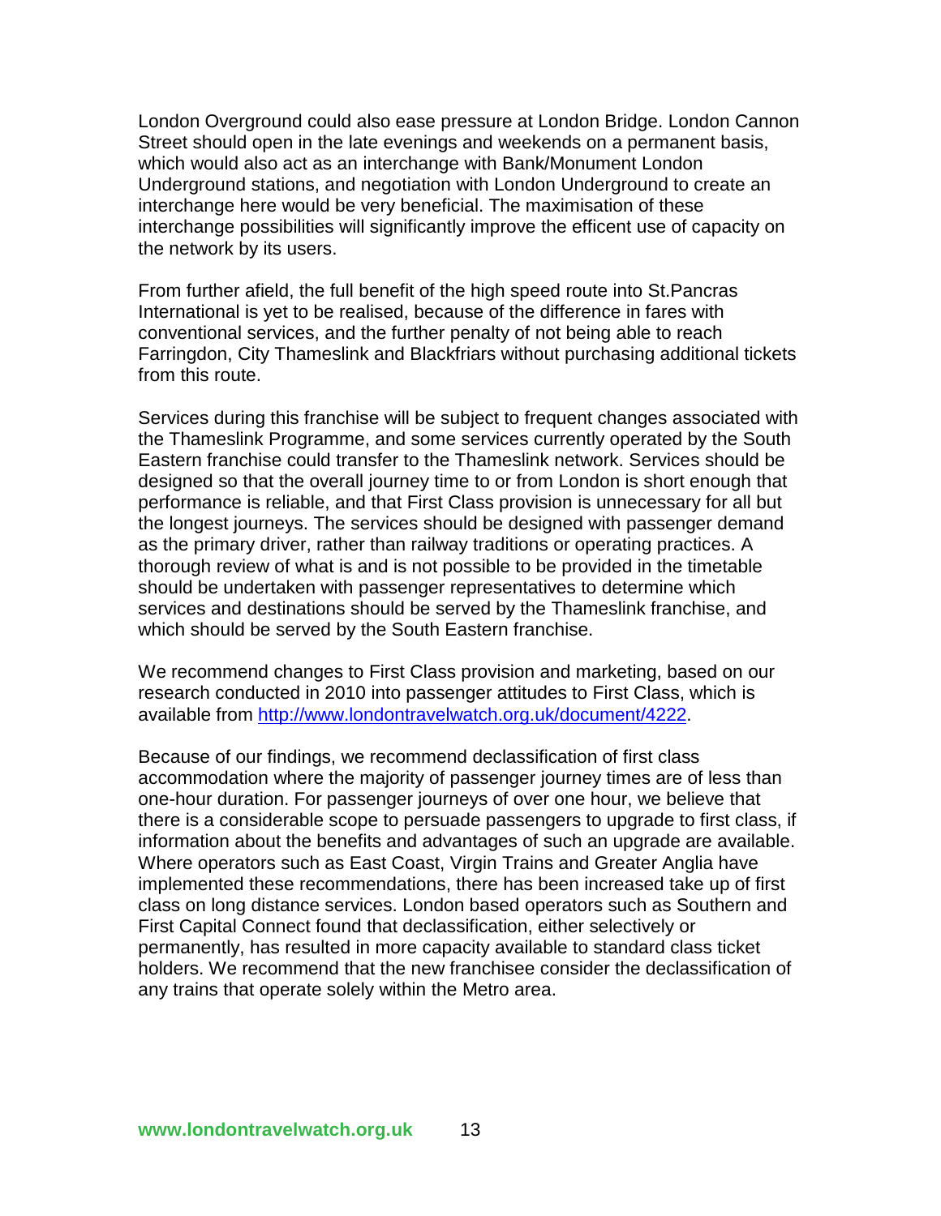London Overground could also ease pressure at London Bridge. London Cannon Street should open in the late evenings and weekends on a permanent basis, which would also act as an interchange with Bank/Monument London Underground stations, and negotiation with London Underground to create an interchange here would be very beneficial. The maximisation of these interchange possibilities will significantly improve the efficent use of capacity on the network by its users.

From further afield, the full benefit of the high speed route into St.Pancras International is yet to be realised, because of the difference in fares with conventional services, and the further penalty of not being able to reach Farringdon, City Thameslink and Blackfriars without purchasing additional tickets from this route.

Services during this franchise will be subject to frequent changes associated with the Thameslink Programme, and some services currently operated by the South Eastern franchise could transfer to the Thameslink network. Services should be designed so that the overall journey time to or from London is short enough that performance is reliable, and that First Class provision is unnecessary for all but the longest journeys. The services should be designed with passenger demand as the primary driver, rather than railway traditions or operating practices. A thorough review of what is and is not possible to be provided in the timetable should be undertaken with passenger representatives to determine which services and destinations should be served by the Thameslink franchise, and which should be served by the South Eastern franchise.

We recommend changes to First Class provision and marketing, based on our research conducted in 2010 into passenger attitudes to First Class, which is available from [http://www.londontravelwatch.org.uk/document/4222](http://www.londontravelwatch.org.uk/document/4222).

Because of our findings, we recommend declassification of first class accommodation where the majority of passenger journey times are of less than one-hour duration. For passenger journeys of over one hour, we believe that there is a considerable scope to persuade passengers to upgrade to first class, if information about the benefits and advantages of such an upgrade are available. Where operators such as East Coast, Virgin Trains and Greater Anglia have implemented these recommendations, there has been increased take up of first class on long distance services. London based operators such as Southern and First Capital Connect found that declassification, either selectively or permanently, has resulted in more capacity available to standard class ticket holders. We recommend that the new franchisee consider the declassification of any trains that operate solely within the Metro area.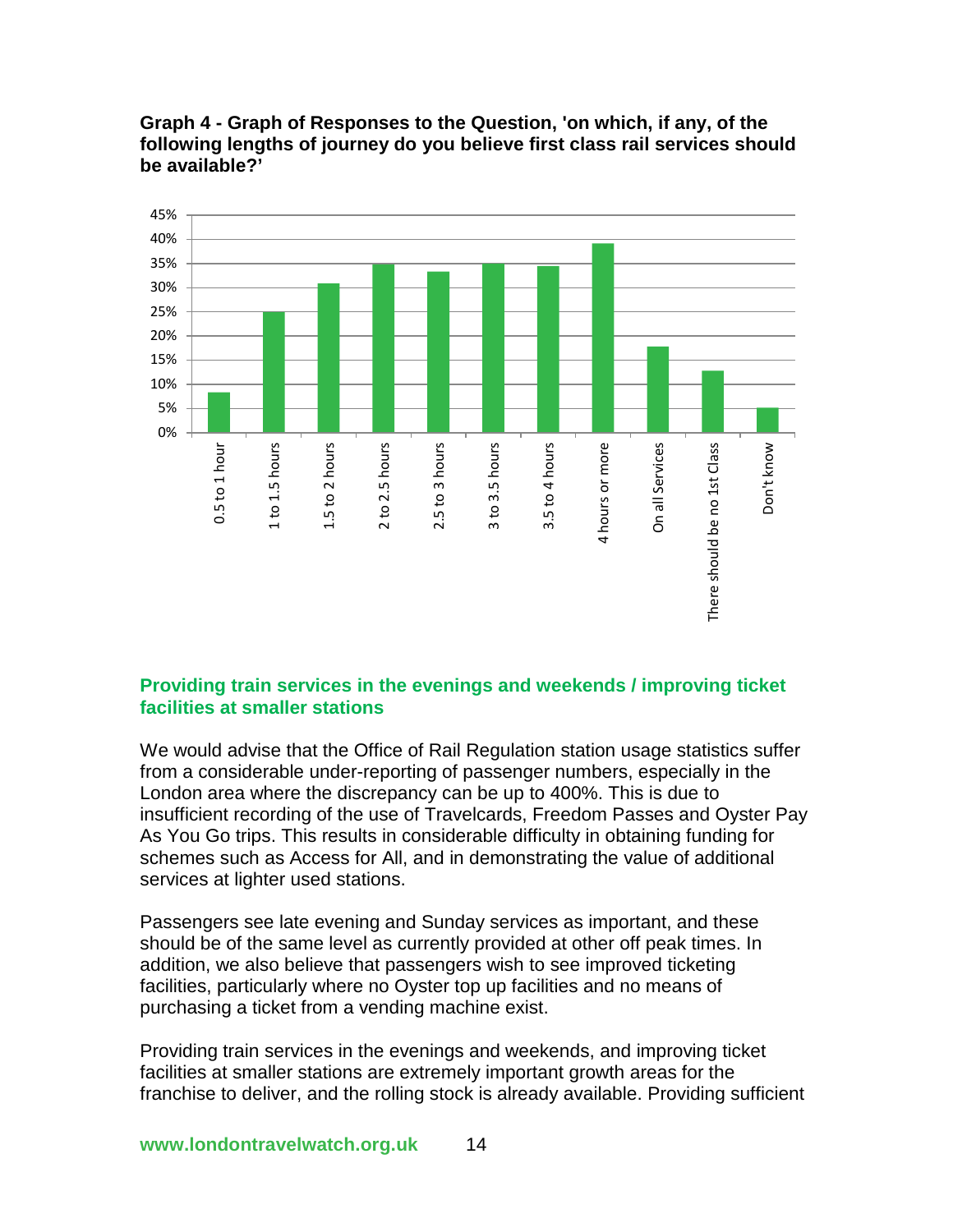**Graph 4 - Graph of Responses to the Question, 'on which, if any, of the following lengths of journey do you believe first class rail services should be available?'**

## Providing train services in the evenings and weekends / improving ticket facilities at smaller stations

We would advise that the Office of Rail Regulation station usage statistics suffer from a considerable under-reporting of passenger numbers, especially in the London area where the discrepancy can be up to 400%. This is due to insufficient recording of the use of Travelcards, Freedom Passes and Oyster Pay As You Go trips. This results in considerable difficulty in obtaining funding for schemes such as Access for All, and in demonstrating the value of additional services at lighter used stations.

Passengers see late evening and Sunday services as important, and these should be of the same level as currently provided at other off peak times. In addition, we also believe that passengers wish to see improved ticketing facilities, particularly where no Oyster top up facilities and no means of purchasing a ticket from a vending machine exist.

Providing train services in the evenings and weekends, and improving ticket facilities at smaller stations are extremely important growth areas for the franchise to deliver, and the rolling stock is already available. Providing sufficient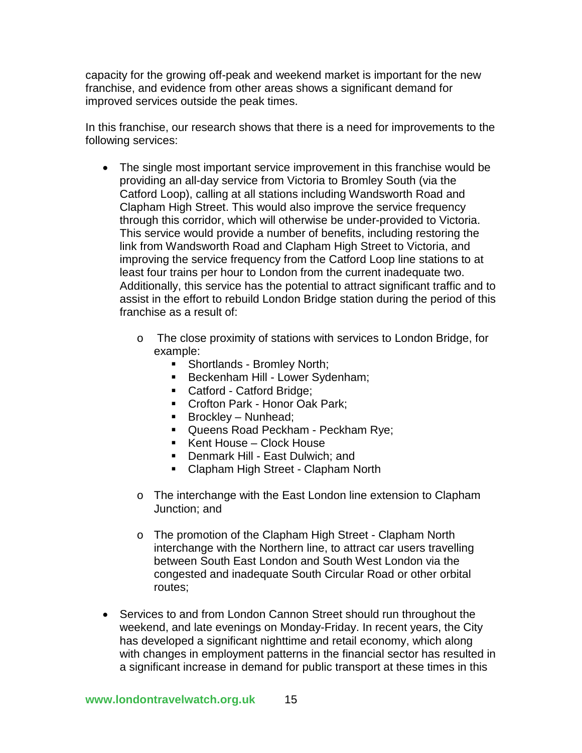capacity for the growing off-peak and weekend market is important for the new franchise, and evidence from other areas shows a significant demand for improved services outside the peak times.

In this franchise, our research shows that there is a need for improvements to the following services:

- The single most important service improvement in this franchise would be providing an all-day service from Victoria to Bromley South (via the Catford Loop), calling at all stations including Wandsworth Road and Clapham High Street. This would also improve the service frequency through this corridor, which will otherwise be under-provided to Victoria. This service would provide a number of benefits, including restoring the link from Wandsworth Road and Clapham High Street to Victoria, and improving the service frequency from the Catford Loop line stations to at least four trains per hour to London from the current inadequate two. Additionally, this service has the potential to attract significant traffic and to assist in the effort to rebuild London Bridge station during the period of this franchise as a result of:
    - The close proximity of stations with services to London Bridge, for example:
        - Shortlands - Bromley North;
        - Beckenham Hill - Lower Sydenham;
        - Catford - Catford Bridge;
        - Crofton Park - Honor Oak Park;
        - Brockley – Nunhead;
        - Queens Road Peckham - Peckham Rye;
        - Kent House – Clock House
        - Denmark Hill - East Dulwich; and
        - Clapham High Street - Clapham North
    - The interchange with the East London line extension to Clapham Junction; and
    - The promotion of the Clapham High Street - Clapham North interchange with the Northern line, to attract car users travelling between South East London and South West London via the congested and inadequate South Circular Road or other orbital routes;
- Services to and from London Cannon Street should run throughout the weekend, and late evenings on Monday-Friday. In recent years, the City has developed a significant nighttime and retail economy, which along with changes in employment patterns in the financial sector has resulted in a significant increase in demand for public transport at these times in this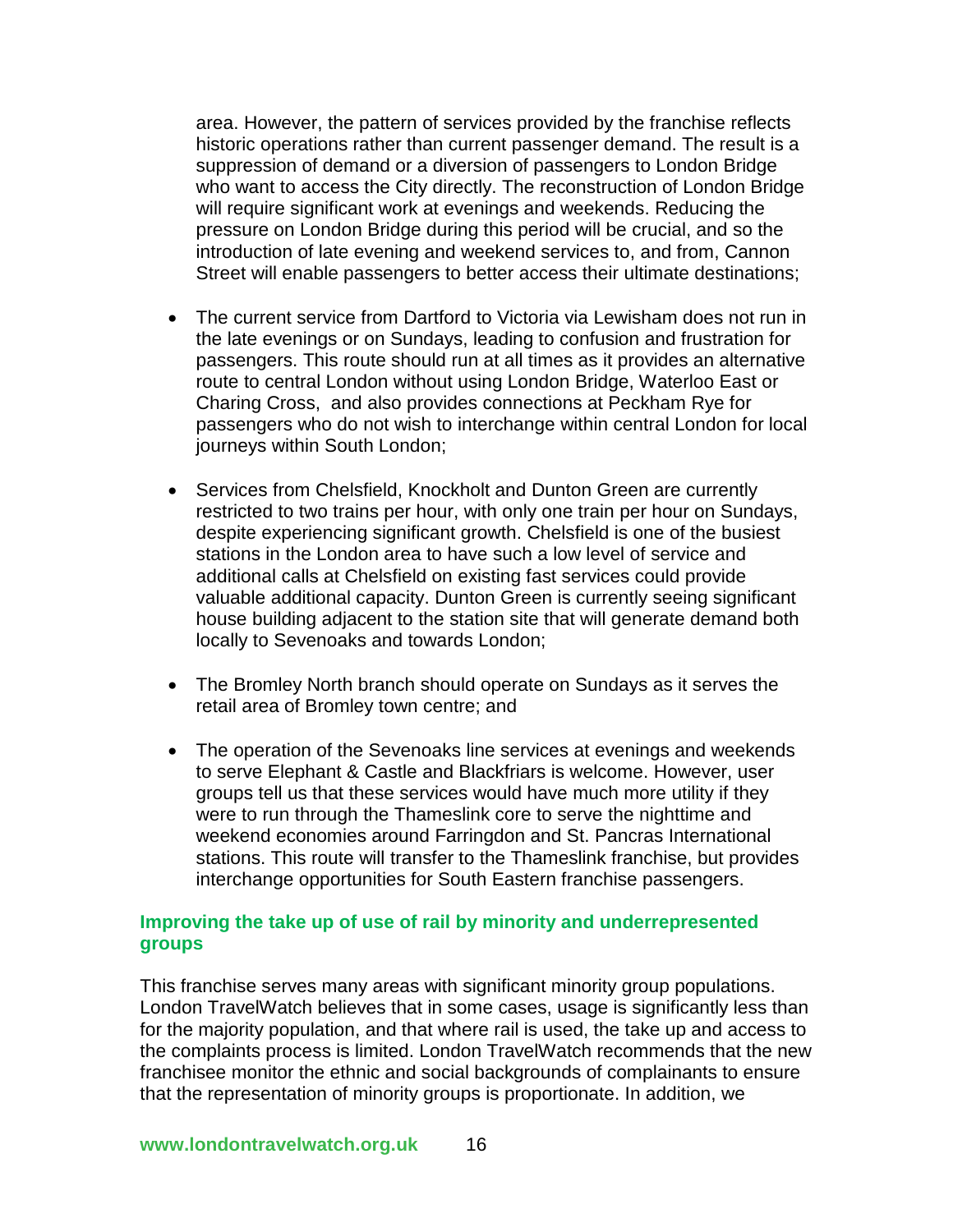area. However, the pattern of services provided by the franchise reflects historic operations rather than current passenger demand. The result is a suppression of demand or a diversion of passengers to London Bridge who want to access the City directly. The reconstruction of London Bridge will require significant work at evenings and weekends. Reducing the pressure on London Bridge during this period will be crucial, and so the introduction of late evening and weekend services to, and from, Cannon Street will enable passengers to better access their ultimate destinations;

- The current service from Dartford to Victoria via Lewisham does not run in the late evenings or on Sundays, leading to confusion and frustration for passengers. This route should run at all times as it provides an alternative route to central London without using London Bridge, Waterloo East or Charing Cross, and also provides connections at Peckham Rye for passengers who do not wish to interchange within central London for local journeys within South London;

- Services from Chelsfield, Knockholt and Dunton Green are currently restricted to two trains per hour, with only one train per hour on Sundays, despite experiencing significant growth. Chelsfield is one of the busiest stations in the London area to have such a low level of service and additional calls at Chelsfield on existing fast services could provide valuable additional capacity. Dunton Green is currently seeing significant house building adjacent to the station site that will generate demand both locally to Sevenoaks and towards London;

- The Bromley North branch should operate on Sundays as it serves the retail area of Bromley town centre; and

- The operation of the Sevenoaks line services at evenings and weekends to serve Elephant & Castle and Blackfriars is welcome. However, user groups tell us that these services would have much more utility if they were to run through the Thameslink core to serve the nighttime and weekend economies around Farringdon and St. Pancras International stations. This route will transfer to the Thameslink franchise, but provides interchange opportunities for South Eastern franchise passengers.

### Improving the take up of use of rail by minority and underrepresented groups

This franchise serves many areas with significant minority group populations. London TravelWatch believes that in some cases, usage is significantly less than for the majority population, and that where rail is used, the take up and access to the complaints process is limited. London TravelWatch recommends that the new franchisee monitor the ethnic and social backgrounds of complainants to ensure that the representation of minority groups is proportionate. In addition, we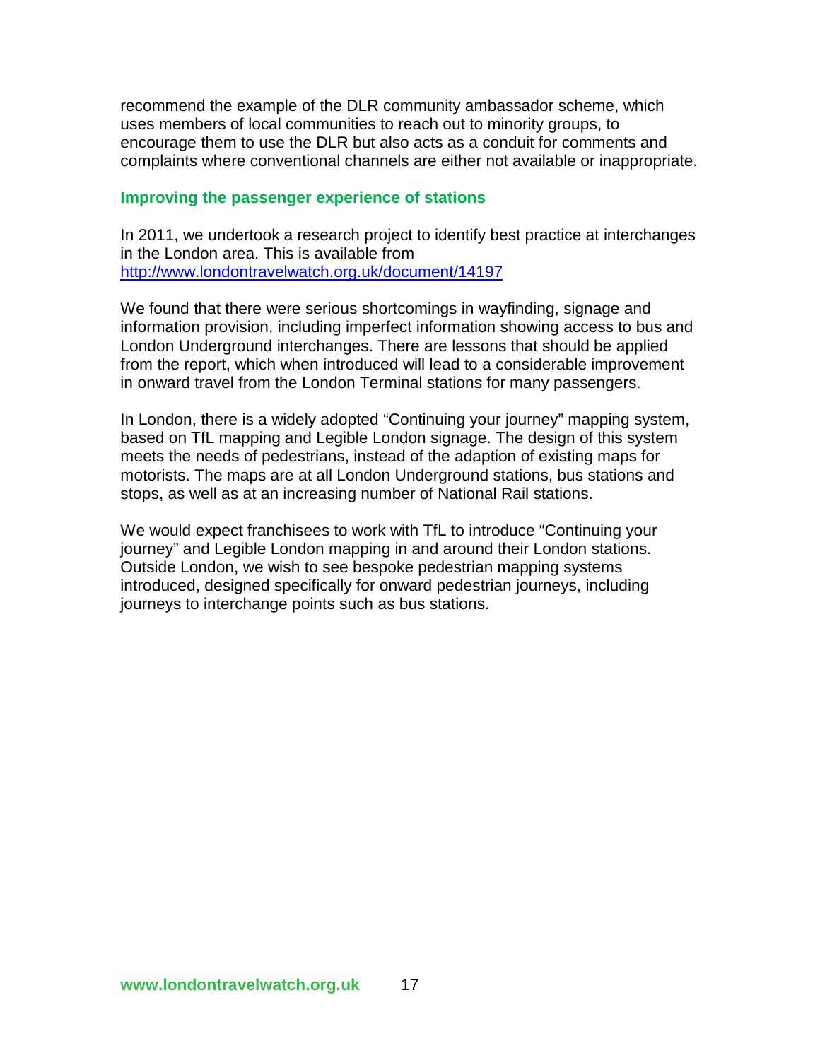recommend the example of the DLR community ambassador scheme, which uses members of local communities to reach out to minority groups, to encourage them to use the DLR but also acts as a conduit for comments and complaints where conventional channels are either not available or inappropriate.

### Improving the passenger experience of stations

In 2011, we undertook a research project to identify best practice at interchanges in the London area. This is available from http://www.londontravelwatch.org.uk/document/14197

We found that there were serious shortcomings in wayfinding, signage and information provision, including imperfect information showing access to bus and London Underground interchanges. There are lessons that should be applied from the report, which when introduced will lead to a considerable improvement in onward travel from the London Terminal stations for many passengers.

In London, there is a widely adopted "Continuing your journey" mapping system, based on TfL mapping and Legible London signage. The design of this system meets the needs of pedestrians, instead of the adaption of existing maps for motorists. The maps are at all London Underground stations, bus stations and stops, as well as at an increasing number of National Rail stations.

We would expect franchisees to work with TfL to introduce "Continuing your journey" and Legible London mapping in and around their London stations. Outside London, we wish to see bespoke pedestrian mapping systems introduced, designed specifically for onward pedestrian journeys, including journeys to interchange points such as bus stations.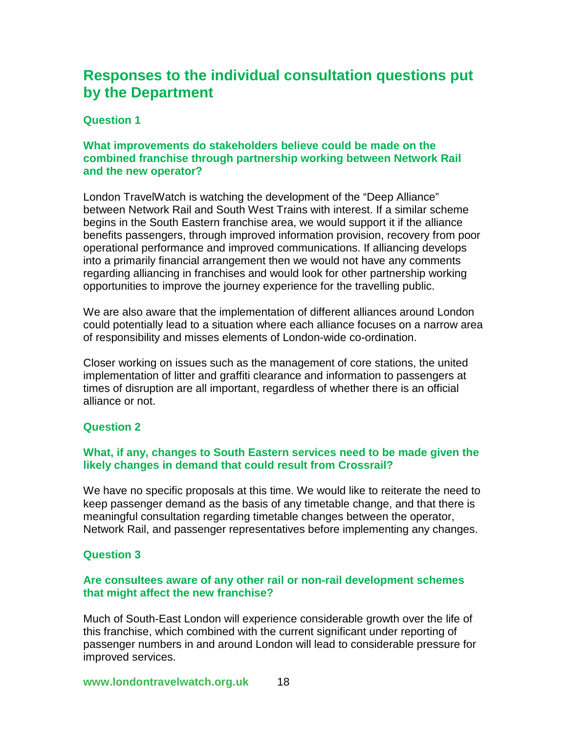# Responses to the individual consultation questions put by the Department

### Question 1

#### What improvements do stakeholders believe could be made on the combined franchise through partnership working between Network Rail and the new operator?

London TravelWatch is watching the development of the "Deep Alliance" between Network Rail and South West Trains with interest. If a similar scheme begins in the South Eastern franchise area, we would support it if the alliance benefits passengers, through improved information provision, recovery from poor operational performance and improved communications. If alliancing develops into a primarily financial arrangement then we would not have any comments regarding alliancing in franchises and would look for other partnership working opportunities to improve the journey experience for the travelling public.

We are also aware that the implementation of different alliances around London could potentially lead to a situation where each alliance focuses on a narrow area of responsibility and misses elements of London-wide co-ordination.

Closer working on issues such as the management of core stations, the united implementation of litter and graffiti clearance and information to passengers at times of disruption are all important, regardless of whether there is an official alliance or not.

### Question 2

#### What, if any, changes to South Eastern services need to be made given the likely changes in demand that could result from Crossrail?

We have no specific proposals at this time. We would like to reiterate the need to keep passenger demand as the basis of any timetable change, and that there is meaningful consultation regarding timetable changes between the operator, Network Rail, and passenger representatives before implementing any changes.

### Question 3

#### Are consultees aware of any other rail or non-rail development schemes that might affect the new franchise?

Much of South-East London will experience considerable growth over the life of this franchise, which combined with the current significant under reporting of passenger numbers in and around London will lead to considerable pressure for improved services.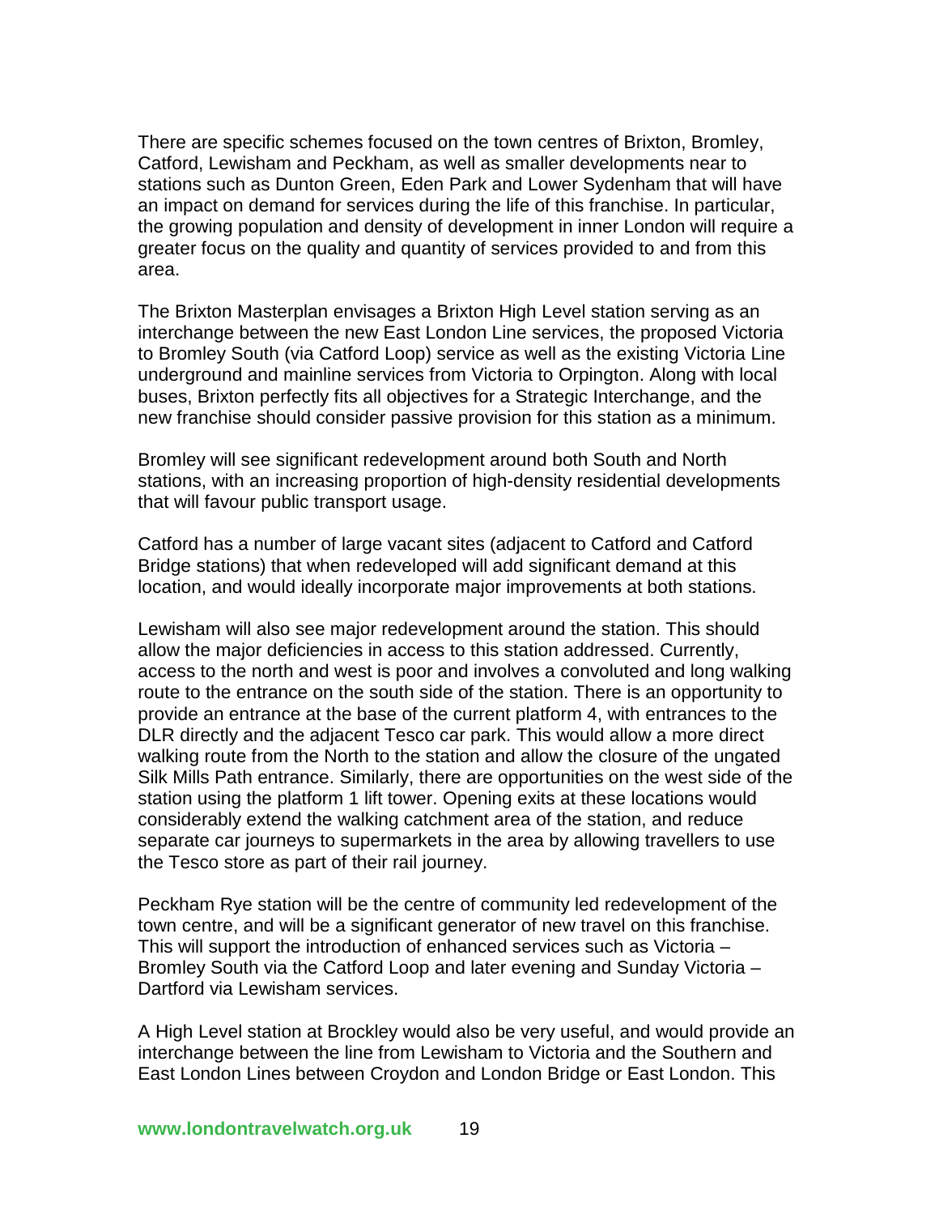There are specific schemes focused on the town centres of Brixton, Bromley, Catford, Lewisham and Peckham, as well as smaller developments near to stations such as Dunton Green, Eden Park and Lower Sydenham that will have an impact on demand for services during the life of this franchise. In particular, the growing population and density of development in inner London will require a greater focus on the quality and quantity of services provided to and from this area.

The Brixton Masterplan envisages a Brixton High Level station serving as an interchange between the new East London Line services, the proposed Victoria to Bromley South (via Catford Loop) service as well as the existing Victoria Line underground and mainline services from Victoria to Orpington. Along with local buses, Brixton perfectly fits all objectives for a Strategic Interchange, and the new franchise should consider passive provision for this station as a minimum.

Bromley will see significant redevelopment around both South and North stations, with an increasing proportion of high-density residential developments that will favour public transport usage.

Catford has a number of large vacant sites (adjacent to Catford and Catford Bridge stations) that when redeveloped will add significant demand at this location, and would ideally incorporate major improvements at both stations.

Lewisham will also see major redevelopment around the station. This should allow the major deficiencies in access to this station addressed. Currently, access to the north and west is poor and involves a convoluted and long walking route to the entrance on the south side of the station. There is an opportunity to provide an entrance at the base of the current platform 4, with entrances to the DLR directly and the adjacent Tesco car park. This would allow a more direct walking route from the North to the station and allow the closure of the ungated Silk Mills Path entrance. Similarly, there are opportunities on the west side of the station using the platform 1 lift tower. Opening exits at these locations would considerably extend the walking catchment area of the station, and reduce separate car journeys to supermarkets in the area by allowing travellers to use the Tesco store as part of their rail journey.

Peckham Rye station will be the centre of community led redevelopment of the town centre, and will be a significant generator of new travel on this franchise. This will support the introduction of enhanced services such as Victoria – Bromley South via the Catford Loop and later evening and Sunday Victoria – Dartford via Lewisham services.

A High Level station at Brockley would also be very useful, and would provide an interchange between the line from Lewisham to Victoria and the Southern and East London Lines between Croydon and London Bridge or East London. This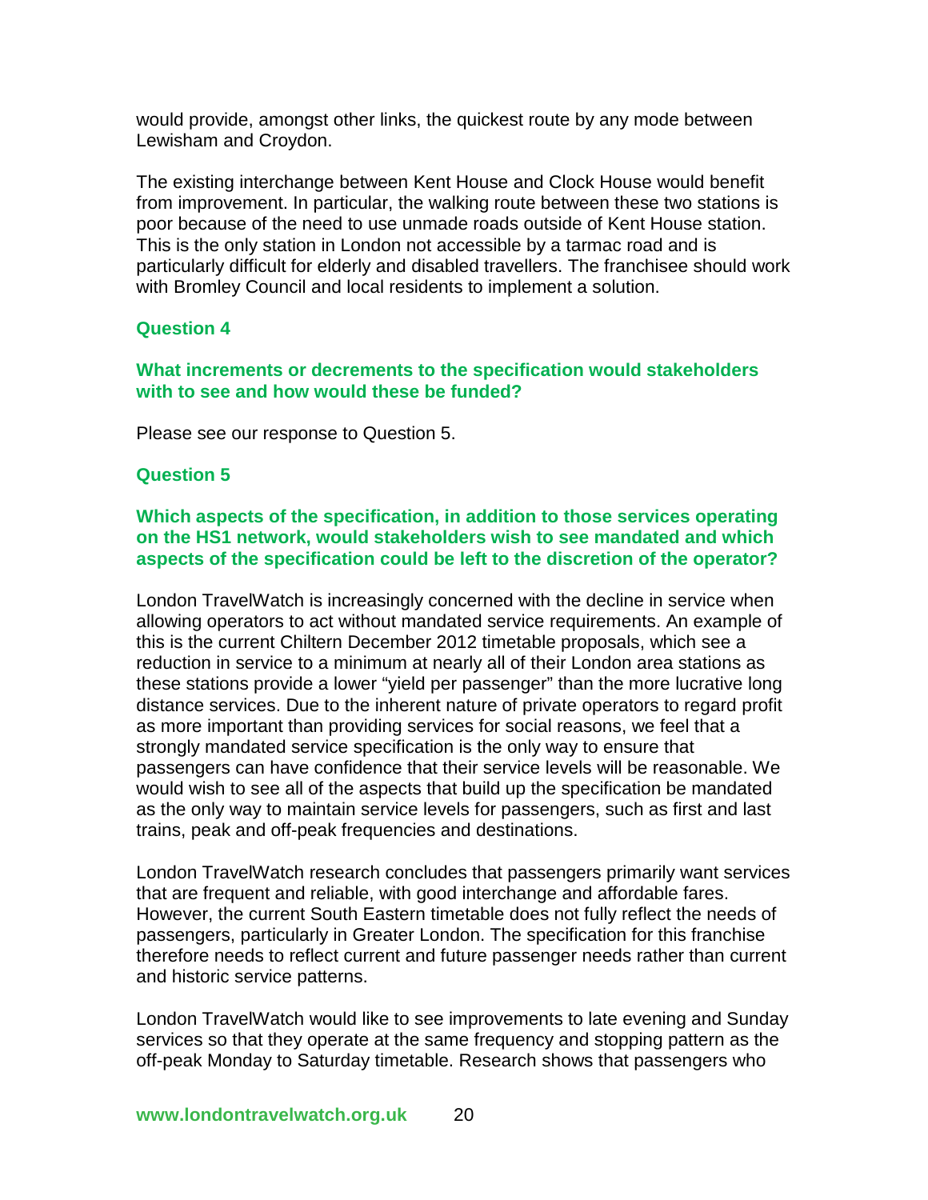would provide, amongst other links, the quickest route by any mode between Lewisham and Croydon.

The existing interchange between Kent House and Clock House would benefit from improvement. In particular, the walking route between these two stations is poor because of the need to use unmade roads outside of Kent House station. This is the only station in London not accessible by a tarmac road and is particularly difficult for elderly and disabled travellers. The franchisee should work with Bromley Council and local residents to implement a solution.

### Question 4

**What increments or decrements to the specification would stakeholders with to see and how would these be funded?**

Please see our response to Question 5.

### Question 5

**Which aspects of the specification, in addition to those services operating on the HS1 network, would stakeholders wish to see mandated and which aspects of the specification could be left to the discretion of the operator?**

London TravelWatch is increasingly concerned with the decline in service when allowing operators to act without mandated service requirements. An example of this is the current Chiltern December 2012 timetable proposals, which see a reduction in service to a minimum at nearly all of their London area stations as these stations provide a lower "yield per passenger" than the more lucrative long distance services. Due to the inherent nature of private operators to regard profit as more important than providing services for social reasons, we feel that a strongly mandated service specification is the only way to ensure that passengers can have confidence that their service levels will be reasonable. We would wish to see all of the aspects that build up the specification be mandated as the only way to maintain service levels for passengers, such as first and last trains, peak and off-peak frequencies and destinations.

London TravelWatch research concludes that passengers primarily want services that are frequent and reliable, with good interchange and affordable fares. However, the current South Eastern timetable does not fully reflect the needs of passengers, particularly in Greater London. The specification for this franchise therefore needs to reflect current and future passenger needs rather than current and historic service patterns.

London TravelWatch would like to see improvements to late evening and Sunday services so that they operate at the same frequency and stopping pattern as the off-peak Monday to Saturday timetable. Research shows that passengers who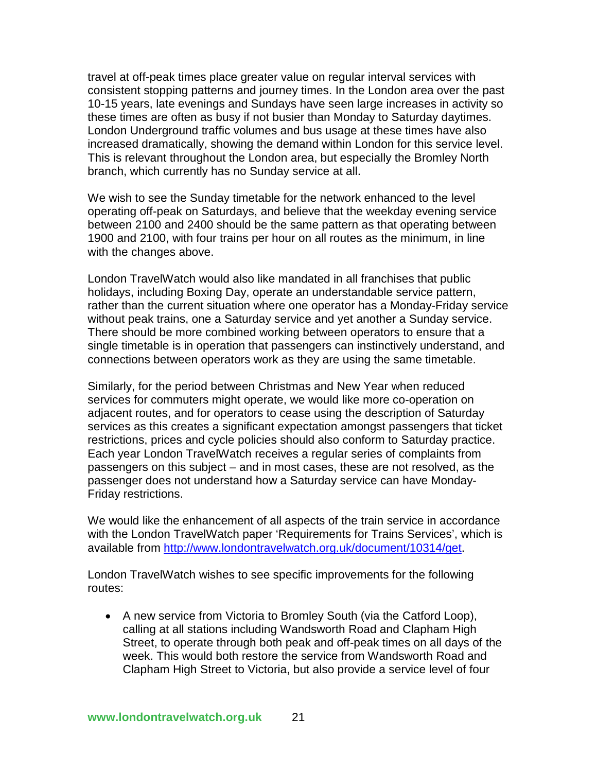travel at off-peak times place greater value on regular interval services with consistent stopping patterns and journey times. In the London area over the past 10-15 years, late evenings and Sundays have seen large increases in activity so these times are often as busy if not busier than Monday to Saturday daytimes. London Underground traffic volumes and bus usage at these times have also increased dramatically, showing the demand within London for this service level. This is relevant throughout the London area, but especially the Bromley North branch, which currently has no Sunday service at all.

We wish to see the Sunday timetable for the network enhanced to the level operating off-peak on Saturdays, and believe that the weekday evening service between 2100 and 2400 should be the same pattern as that operating between 1900 and 2100, with four trains per hour on all routes as the minimum, in line with the changes above.

London TravelWatch would also like mandated in all franchises that public holidays, including Boxing Day, operate an understandable service pattern, rather than the current situation where one operator has a Monday-Friday service without peak trains, one a Saturday service and yet another a Sunday service. There should be more combined working between operators to ensure that a single timetable is in operation that passengers can instinctively understand, and connections between operators work as they are using the same timetable.

Similarly, for the period between Christmas and New Year when reduced services for commuters might operate, we would like more co-operation on adjacent routes, and for operators to cease using the description of Saturday services as this creates a significant expectation amongst passengers that ticket restrictions, prices and cycle policies should also conform to Saturday practice. Each year London TravelWatch receives a regular series of complaints from passengers on this subject – and in most cases, these are not resolved, as the passenger does not understand how a Saturday service can have Monday-Friday restrictions.

We would like the enhancement of all aspects of the train service in accordance with the London TravelWatch paper 'Requirements for Trains Services', which is available from http://www.londontravelwatch.org.uk/document/10314/get.

London TravelWatch wishes to see specific improvements for the following routes:

- A new service from Victoria to Bromley South (via the Catford Loop), calling at all stations including Wandsworth Road and Clapham High Street, to operate through both peak and off-peak times on all days of the week. This would both restore the service from Wandsworth Road and Clapham High Street to Victoria, but also provide a service level of four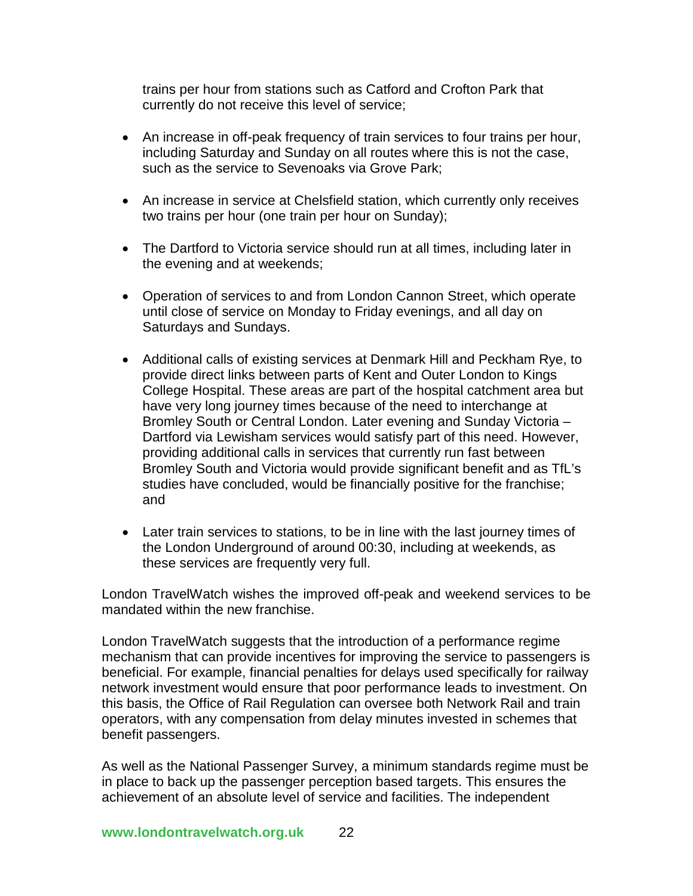trains per hour from stations such as Catford and Crofton Park that currently do not receive this level of service;

- An increase in off-peak frequency of train services to four trains per hour, including Saturday and Sunday on all routes where this is not the case, such as the service to Sevenoaks via Grove Park;
- An increase in service at Chelsfield station, which currently only receives two trains per hour (one train per hour on Sunday);
- The Dartford to Victoria service should run at all times, including later in the evening and at weekends;
- Operation of services to and from London Cannon Street, which operate until close of service on Monday to Friday evenings, and all day on Saturdays and Sundays.
- Additional calls of existing services at Denmark Hill and Peckham Rye, to provide direct links between parts of Kent and Outer London to Kings College Hospital. These areas are part of the hospital catchment area but have very long journey times because of the need to interchange at Bromley South or Central London. Later evening and Sunday Victoria – Dartford via Lewisham services would satisfy part of this need. However, providing additional calls in services that currently run fast between Bromley South and Victoria would provide significant benefit and as TfL's studies have concluded, would be financially positive for the franchise; and
- Later train services to stations, to be in line with the last journey times of the London Underground of around 00:30, including at weekends, as these services are frequently very full.

London TravelWatch wishes the improved off-peak and weekend services to be mandated within the new franchise.

London TravelWatch suggests that the introduction of a performance regime mechanism that can provide incentives for improving the service to passengers is beneficial. For example, financial penalties for delays used specifically for railway network investment would ensure that poor performance leads to investment. On this basis, the Office of Rail Regulation can oversee both Network Rail and train operators, with any compensation from delay minutes invested in schemes that benefit passengers.

As well as the National Passenger Survey, a minimum standards regime must be in place to back up the passenger perception based targets. This ensures the achievement of an absolute level of service and facilities. The independent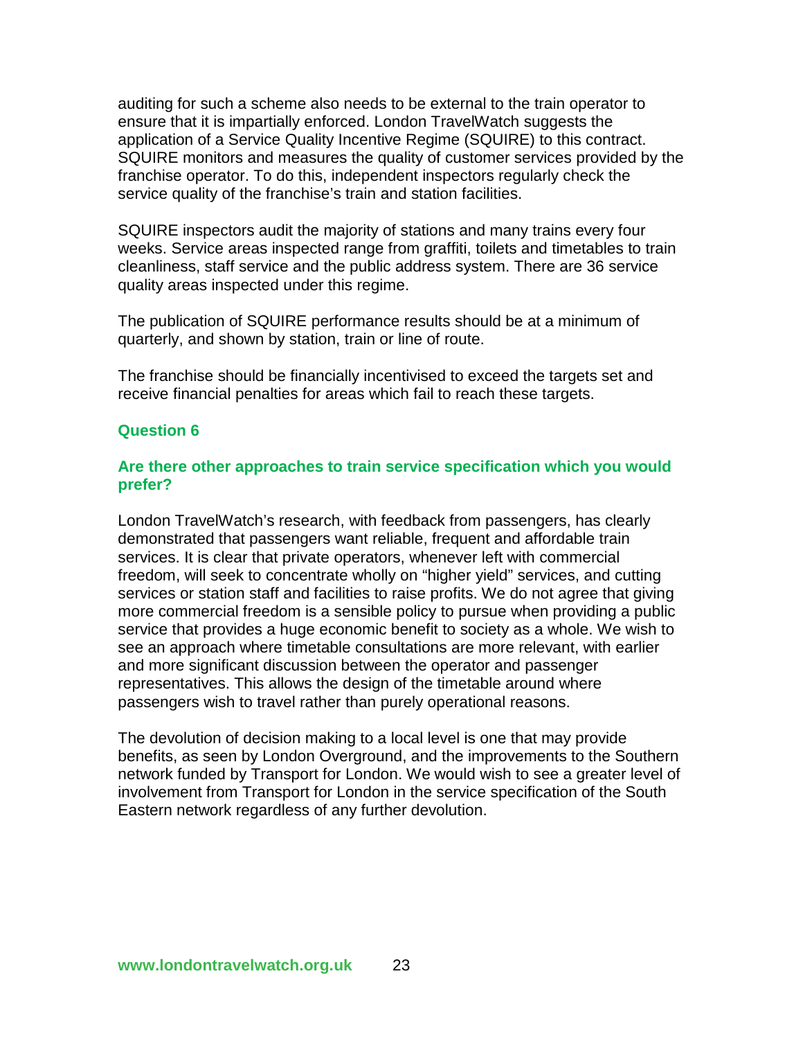auditing for such a scheme also needs to be external to the train operator to ensure that it is impartially enforced. London TravelWatch suggests the application of a Service Quality Incentive Regime (SQUIRE) to this contract. SQUIRE monitors and measures the quality of customer services provided by the franchise operator. To do this, independent inspectors regularly check the service quality of the franchise's train and station facilities.

SQUIRE inspectors audit the majority of stations and many trains every four weeks. Service areas inspected range from graffiti, toilets and timetables to train cleanliness, staff service and the public address system. There are 36 service quality areas inspected under this regime.

The publication of SQUIRE performance results should be at a minimum of quarterly, and shown by station, train or line of route.

The franchise should be financially incentivised to exceed the targets set and receive financial penalties for areas which fail to reach these targets.

### Question 6

### Are there other approaches to train service specification which you would prefer?

London TravelWatch's research, with feedback from passengers, has clearly demonstrated that passengers want reliable, frequent and affordable train services. It is clear that private operators, whenever left with commercial freedom, will seek to concentrate wholly on "higher yield" services, and cutting services or station staff and facilities to raise profits. We do not agree that giving more commercial freedom is a sensible policy to pursue when providing a public service that provides a huge economic benefit to society as a whole. We wish to see an approach where timetable consultations are more relevant, with earlier and more significant discussion between the operator and passenger representatives. This allows the design of the timetable around where passengers wish to travel rather than purely operational reasons.

The devolution of decision making to a local level is one that may provide benefits, as seen by London Overground, and the improvements to the Southern network funded by Transport for London. We would wish to see a greater level of involvement from Transport for London in the service specification of the South Eastern network regardless of any further devolution.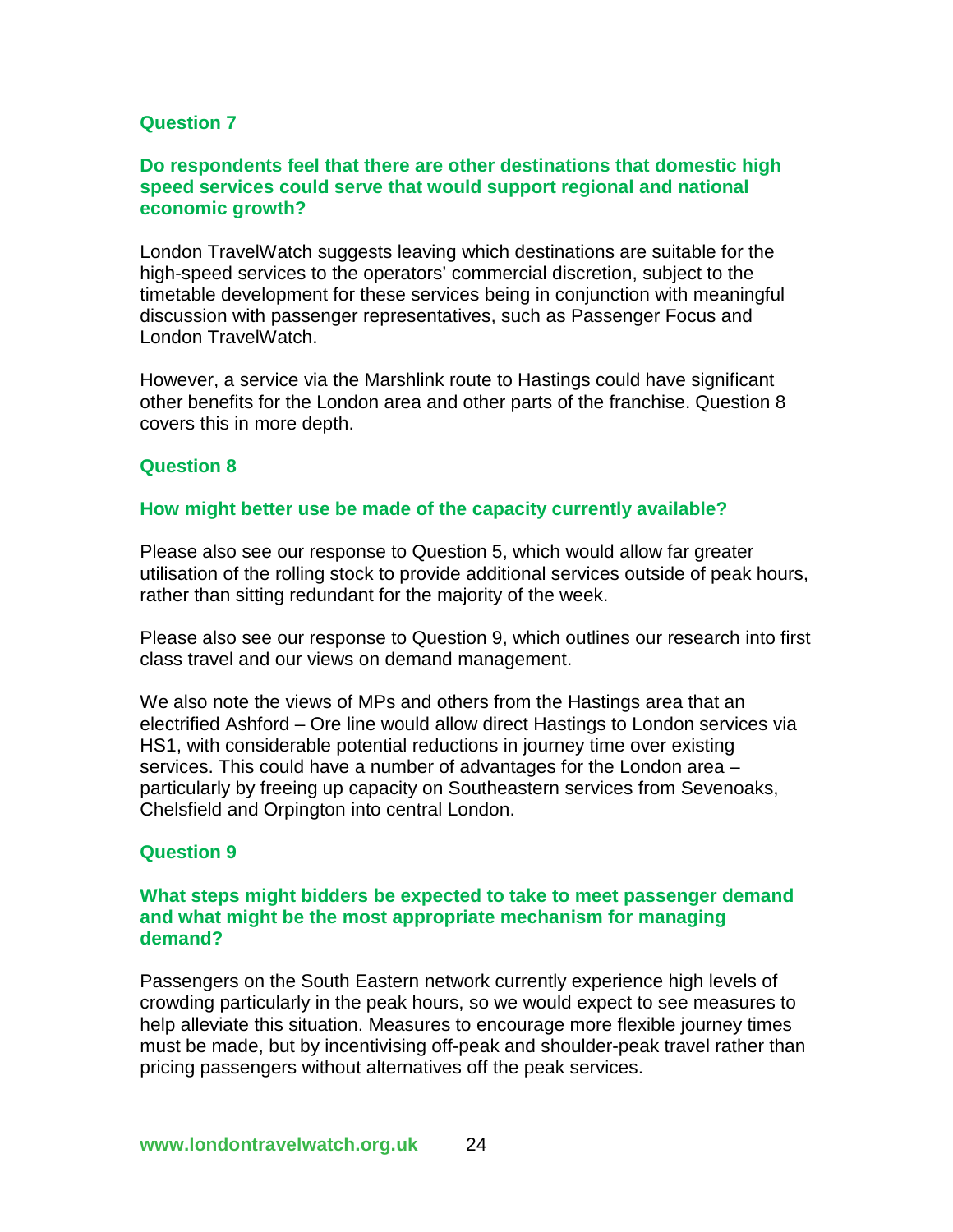### Question 7

**Do respondents feel that there are other destinations that domestic high speed services could serve that would support regional and national economic growth?**

London TravelWatch suggests leaving which destinations are suitable for the high-speed services to the operators' commercial discretion, subject to the timetable development for these services being in conjunction with meaningful discussion with passenger representatives, such as Passenger Focus and London TravelWatch.

However, a service via the Marshlink route to Hastings could have significant other benefits for the London area and other parts of the franchise. Question 8 covers this in more depth.

### Question 8

**How might better use be made of the capacity currently available?**

Please also see our response to Question 5, which would allow far greater utilisation of the rolling stock to provide additional services outside of peak hours, rather than sitting redundant for the majority of the week.

Please also see our response to Question 9, which outlines our research into first class travel and our views on demand management.

We also note the views of MPs and others from the Hastings area that an electrified Ashford – Ore line would allow direct Hastings to London services via HS1, with considerable potential reductions in journey time over existing services. This could have a number of advantages for the London area – particularly by freeing up capacity on Southeastern services from Sevenoaks, Chelsfield and Orpington into central London.

### Question 9

**What steps might bidders be expected to take to meet passenger demand and what might be the most appropriate mechanism for managing demand?**

Passengers on the South Eastern network currently experience high levels of crowding particularly in the peak hours, so we would expect to see measures to help alleviate this situation. Measures to encourage more flexible journey times must be made, but by incentivising off-peak and shoulder-peak travel rather than pricing passengers without alternatives off the peak services.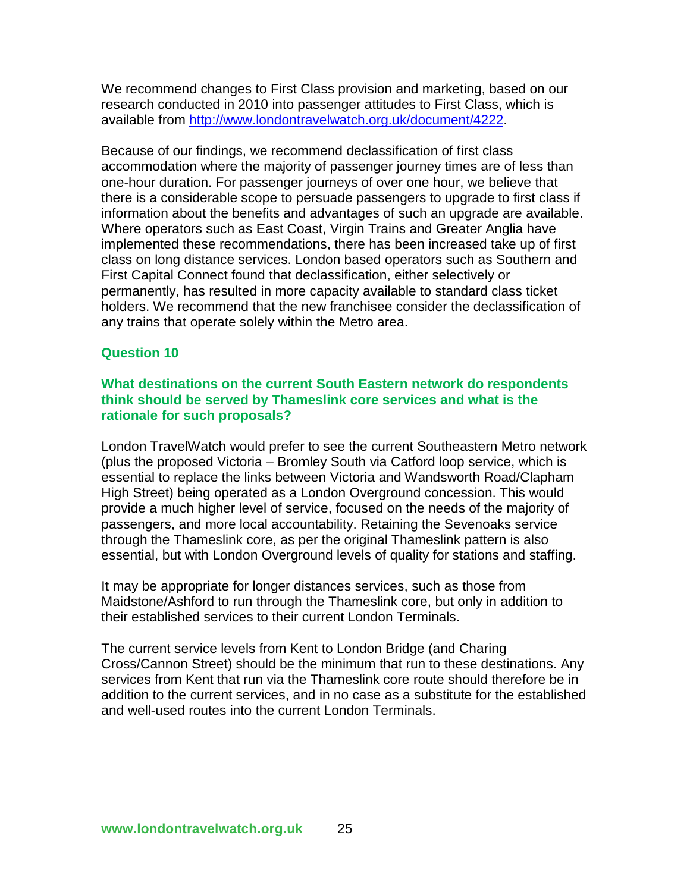We recommend changes to First Class provision and marketing, based on our research conducted in 2010 into passenger attitudes to First Class, which is available from http://www.londontravelwatch.org.uk/document/4222.

Because of our findings, we recommend declassification of first class accommodation where the majority of passenger journey times are of less than one-hour duration. For passenger journeys of over one hour, we believe that there is a considerable scope to persuade passengers to upgrade to first class if information about the benefits and advantages of such an upgrade are available. Where operators such as East Coast, Virgin Trains and Greater Anglia have implemented these recommendations, there has been increased take up of first class on long distance services. London based operators such as Southern and First Capital Connect found that declassification, either selectively or permanently, has resulted in more capacity available to standard class ticket holders. We recommend that the new franchisee consider the declassification of any trains that operate solely within the Metro area.

### Question 10

### What destinations on the current South Eastern network do respondents think should be served by Thameslink core services and what is the rationale for such proposals?

London TravelWatch would prefer to see the current Southeastern Metro network (plus the proposed Victoria – Bromley South via Catford loop service, which is essential to replace the links between Victoria and Wandsworth Road/Clapham High Street) being operated as a London Overground concession. This would provide a much higher level of service, focused on the needs of the majority of passengers, and more local accountability. Retaining the Sevenoaks service through the Thameslink core, as per the original Thameslink pattern is also essential, but with London Overground levels of quality for stations and staffing.

It may be appropriate for longer distances services, such as those from Maidstone/Ashford to run through the Thameslink core, but only in addition to their established services to their current London Terminals.

The current service levels from Kent to London Bridge (and Charing Cross/Cannon Street) should be the minimum that run to these destinations. Any services from Kent that run via the Thameslink core route should therefore be in addition to the current services, and in no case as a substitute for the established and well-used routes into the current London Terminals.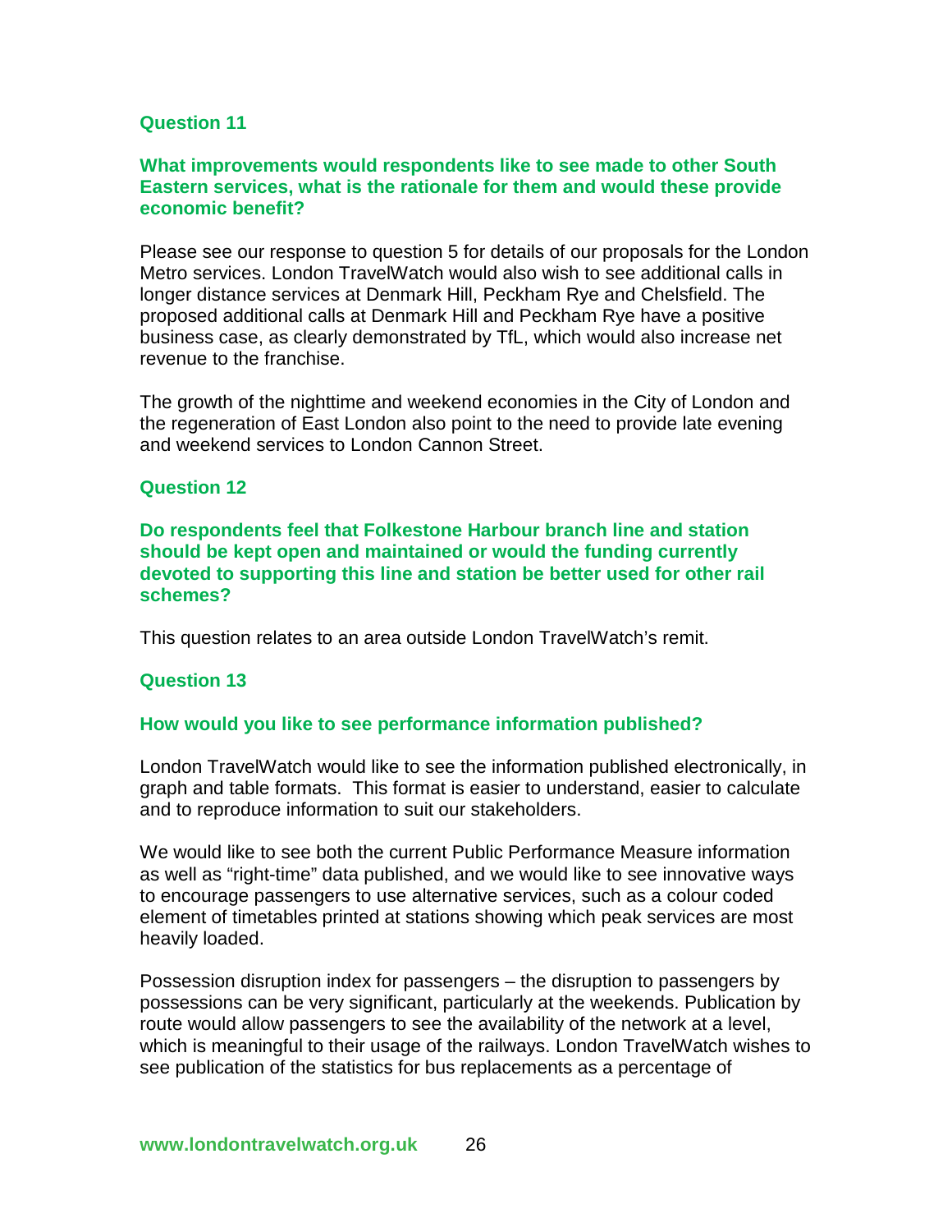### Question 11

**What improvements would respondents like to see made to other South Eastern services, what is the rationale for them and would these provide economic benefit?**

Please see our response to question 5 for details of our proposals for the London Metro services. London TravelWatch would also wish to see additional calls in longer distance services at Denmark Hill, Peckham Rye and Chelsfield. The proposed additional calls at Denmark Hill and Peckham Rye have a positive business case, as clearly demonstrated by TfL, which would also increase net revenue to the franchise.

The growth of the nighttime and weekend economies in the City of London and the regeneration of East London also point to the need to provide late evening and weekend services to London Cannon Street.

### Question 12

**Do respondents feel that Folkestone Harbour branch line and station should be kept open and maintained or would the funding currently devoted to supporting this line and station be better used for other rail schemes?**

This question relates to an area outside London TravelWatch's remit.

### Question 13

**How would you like to see performance information published?**

London TravelWatch would like to see the information published electronically, in graph and table formats. This format is easier to understand, easier to calculate and to reproduce information to suit our stakeholders.

We would like to see both the current Public Performance Measure information as well as "right-time" data published, and we would like to see innovative ways to encourage passengers to use alternative services, such as a colour coded element of timetables printed at stations showing which peak services are most heavily loaded.

Possession disruption index for passengers – the disruption to passengers by possessions can be very significant, particularly at the weekends. Publication by route would allow passengers to see the availability of the network at a level, which is meaningful to their usage of the railways. London TravelWatch wishes to see publication of the statistics for bus replacements as a percentage of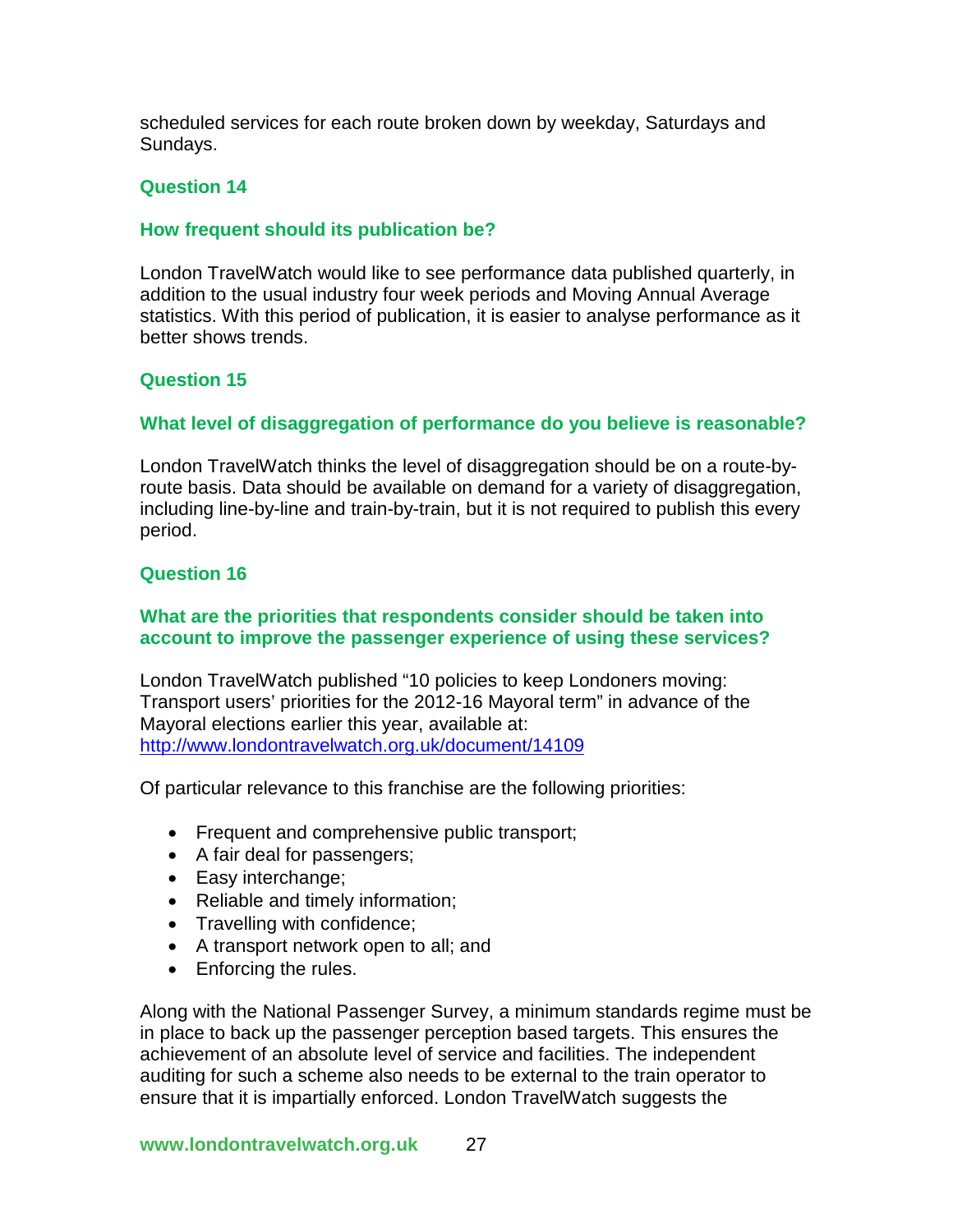scheduled services for each route broken down by weekday, Saturdays and Sundays.

### Question 14

### How frequent should its publication be?

London TravelWatch would like to see performance data published quarterly, in addition to the usual industry four week periods and Moving Annual Average statistics. With this period of publication, it is easier to analyse performance as it better shows trends.

### Question 15

### What level of disaggregation of performance do you believe is reasonable?

London TravelWatch thinks the level of disaggregation should be on a route-by-route basis. Data should be available on demand for a variety of disaggregation, including line-by-line and train-by-train, but it is not required to publish this every period.

### Question 16

### What are the priorities that respondents consider should be taken into account to improve the passenger experience of using these services?

London TravelWatch published "10 policies to keep Londoners moving: Transport users' priorities for the 2012-16 Mayoral term" in advance of the Mayoral elections earlier this year, available at: [http://www.londontravelwatch.org.uk/document/14109](http://www.londontravelwatch.org.uk/document/14109)

Of particular relevance to this franchise are the following priorities:

- Frequent and comprehensive public transport;
- A fair deal for passengers;
- Easy interchange;
- Reliable and timely information;
- Travelling with confidence;
- A transport network open to all; and
- Enforcing the rules.

Along with the National Passenger Survey, a minimum standards regime must be in place to back up the passenger perception based targets. This ensures the achievement of an absolute level of service and facilities. The independent auditing for such a scheme also needs to be external to the train operator to ensure that it is impartially enforced. London TravelWatch suggests the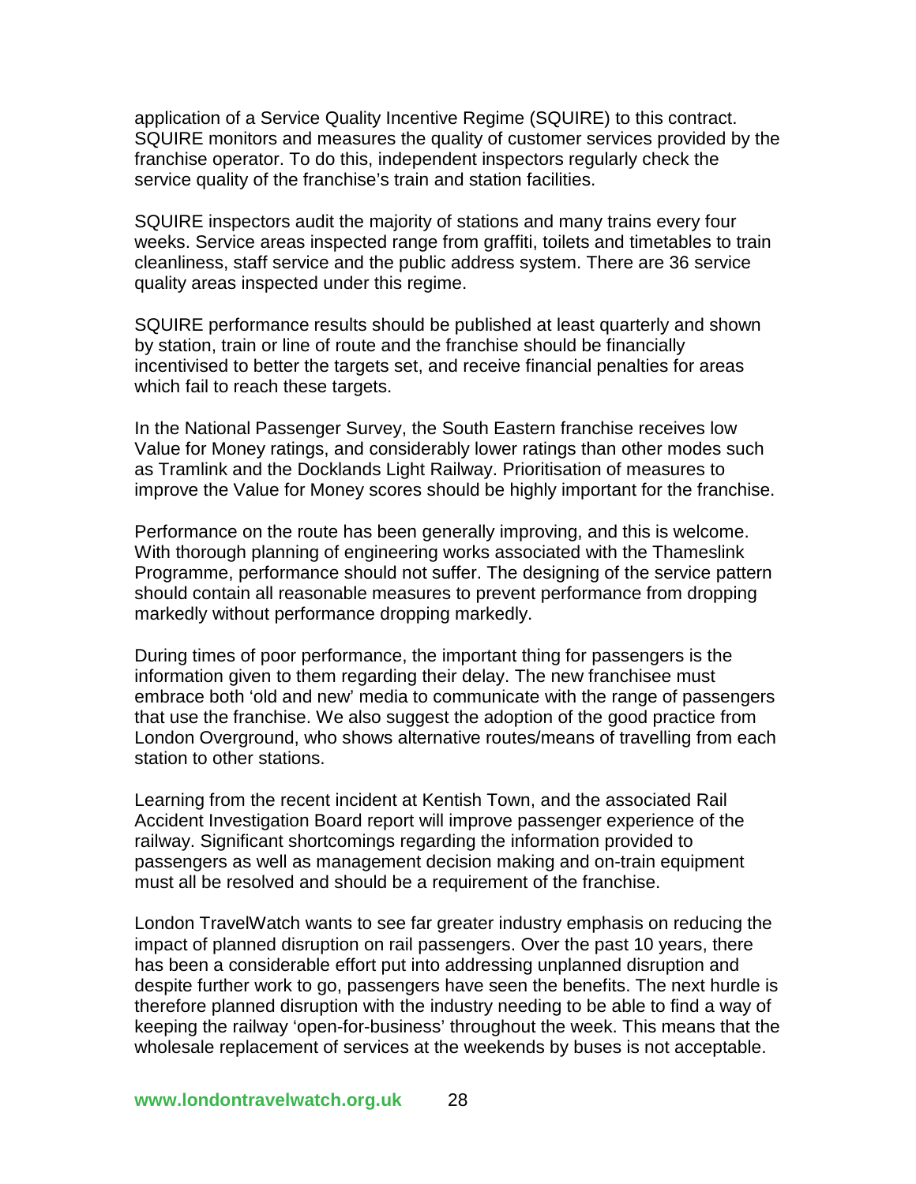application of a Service Quality Incentive Regime (SQUIRE) to this contract. SQUIRE monitors and measures the quality of customer services provided by the franchise operator. To do this, independent inspectors regularly check the service quality of the franchise's train and station facilities.

SQUIRE inspectors audit the majority of stations and many trains every four weeks. Service areas inspected range from graffiti, toilets and timetables to train cleanliness, staff service and the public address system. There are 36 service quality areas inspected under this regime.

SQUIRE performance results should be published at least quarterly and shown by station, train or line of route and the franchise should be financially incentivised to better the targets set, and receive financial penalties for areas which fail to reach these targets.

In the National Passenger Survey, the South Eastern franchise receives low Value for Money ratings, and considerably lower ratings than other modes such as Tramlink and the Docklands Light Railway. Prioritisation of measures to improve the Value for Money scores should be highly important for the franchise.

Performance on the route has been generally improving, and this is welcome. With thorough planning of engineering works associated with the Thameslink Programme, performance should not suffer. The designing of the service pattern should contain all reasonable measures to prevent performance from dropping markedly without performance dropping markedly.

During times of poor performance, the important thing for passengers is the information given to them regarding their delay. The new franchisee must embrace both 'old and new' media to communicate with the range of passengers that use the franchise. We also suggest the adoption of the good practice from London Overground, who shows alternative routes/means of travelling from each station to other stations.

Learning from the recent incident at Kentish Town, and the associated Rail Accident Investigation Board report will improve passenger experience of the railway. Significant shortcomings regarding the information provided to passengers as well as management decision making and on-train equipment must all be resolved and should be a requirement of the franchise.

London TravelWatch wants to see far greater industry emphasis on reducing the impact of planned disruption on rail passengers. Over the past 10 years, there has been a considerable effort put into addressing unplanned disruption and despite further work to go, passengers have seen the benefits. The next hurdle is therefore planned disruption with the industry needing to be able to find a way of keeping the railway 'open-for-business' throughout the week. This means that the wholesale replacement of services at the weekends by buses is not acceptable.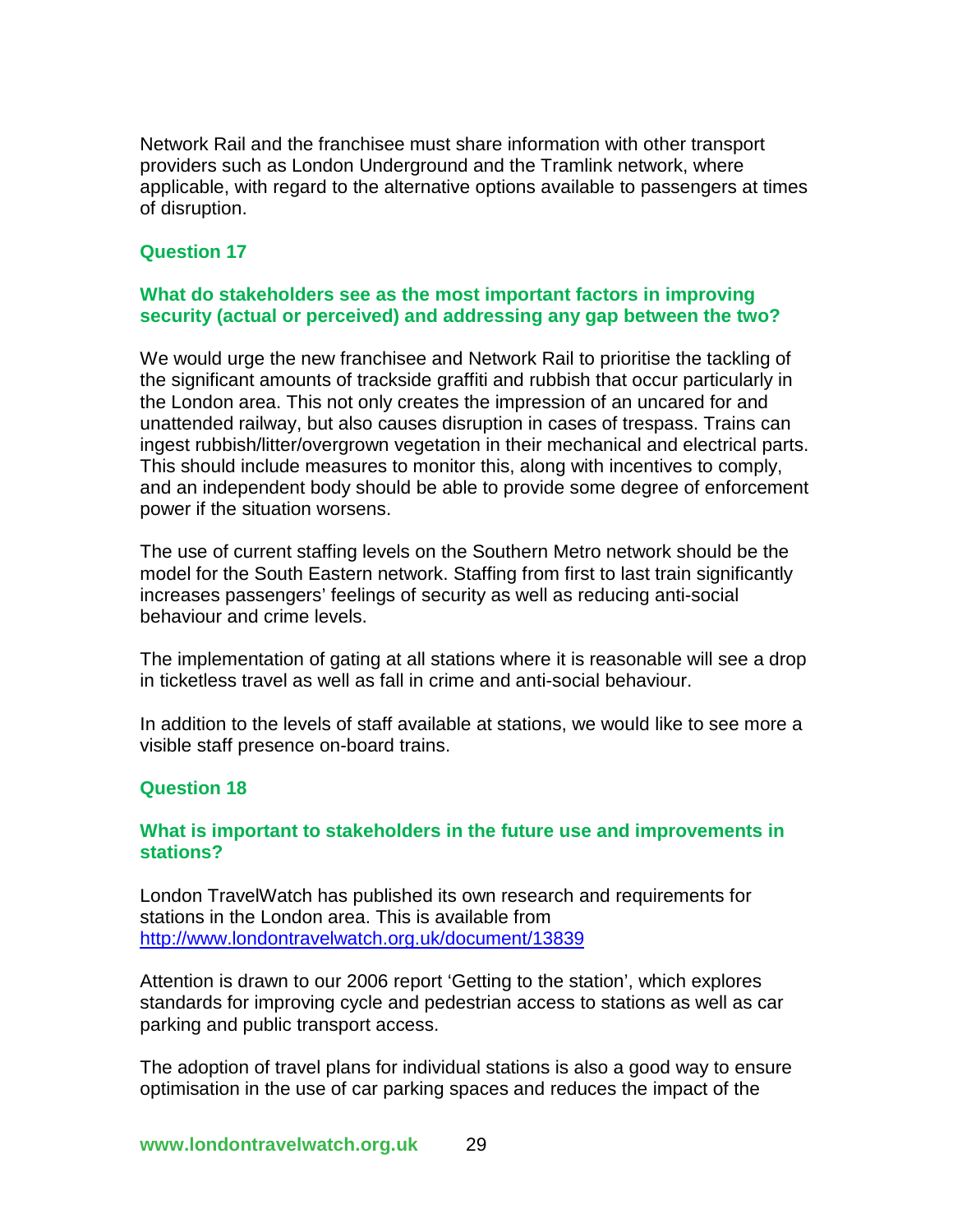Network Rail and the franchisee must share information with other transport providers such as London Underground and the Tramlink network, where applicable, with regard to the alternative options available to passengers at times of disruption.

### Question 17

**What do stakeholders see as the most important factors in improving security (actual or perceived) and addressing any gap between the two?**

We would urge the new franchisee and Network Rail to prioritise the tackling of the significant amounts of trackside graffiti and rubbish that occur particularly in the London area. This not only creates the impression of an uncared for and unattended railway, but also causes disruption in cases of trespass. Trains can ingest rubbish/litter/overgrown vegetation in their mechanical and electrical parts. This should include measures to monitor this, along with incentives to comply, and an independent body should be able to provide some degree of enforcement power if the situation worsens.

The use of current staffing levels on the Southern Metro network should be the model for the South Eastern network. Staffing from first to last train significantly increases passengers' feelings of security as well as reducing anti-social behaviour and crime levels.

The implementation of gating at all stations where it is reasonable will see a drop in ticketless travel as well as fall in crime and anti-social behaviour.

In addition to the levels of staff available at stations, we would like to see more a visible staff presence on-board trains.

### Question 18

**What is important to stakeholders in the future use and improvements in stations?**

London TravelWatch has published its own research and requirements for stations in the London area. This is available from [http://www.londontravelwatch.org.uk/document/13839](http://www.londontravelwatch.org.uk/document/13839)

Attention is drawn to our 2006 report 'Getting to the station', which explores standards for improving cycle and pedestrian access to stations as well as car parking and public transport access.

The adoption of travel plans for individual stations is also a good way to ensure optimisation in the use of car parking spaces and reduces the impact of the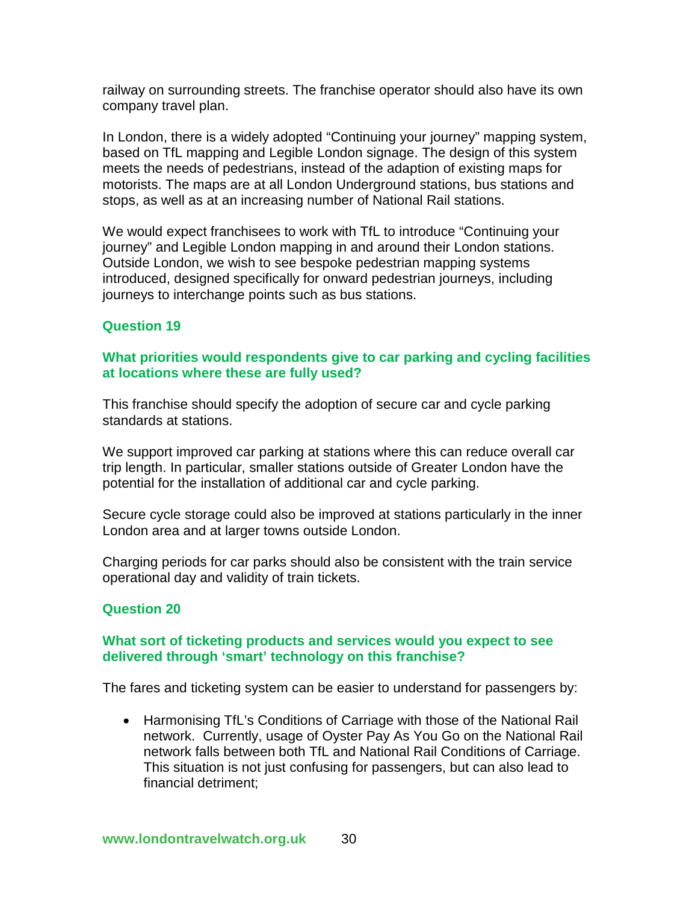railway on surrounding streets. The franchise operator should also have its own company travel plan.

In London, there is a widely adopted "Continuing your journey" mapping system, based on TfL mapping and Legible London signage. The design of this system meets the needs of pedestrians, instead of the adaption of existing maps for motorists. The maps are at all London Underground stations, bus stations and stops, as well as at an increasing number of National Rail stations.

We would expect franchisees to work with TfL to introduce "Continuing your journey" and Legible London mapping in and around their London stations. Outside London, we wish to see bespoke pedestrian mapping systems introduced, designed specifically for onward pedestrian journeys, including journeys to interchange points such as bus stations.

### Question 19

### What priorities would respondents give to car parking and cycling facilities at locations where these are fully used?

This franchise should specify the adoption of secure car and cycle parking standards at stations.

We support improved car parking at stations where this can reduce overall car trip length. In particular, smaller stations outside of Greater London have the potential for the installation of additional car and cycle parking.

Secure cycle storage could also be improved at stations particularly in the inner London area and at larger towns outside London.

Charging periods for car parks should also be consistent with the train service operational day and validity of train tickets.

### Question 20

### What sort of ticketing products and services would you expect to see delivered through 'smart' technology on this franchise?

The fares and ticketing system can be easier to understand for passengers by:

- Harmonising TfL's Conditions of Carriage with those of the National Rail network. Currently, usage of Oyster Pay As You Go on the National Rail network falls between both TfL and National Rail Conditions of Carriage. This situation is not just confusing for passengers, but can also lead to financial detriment;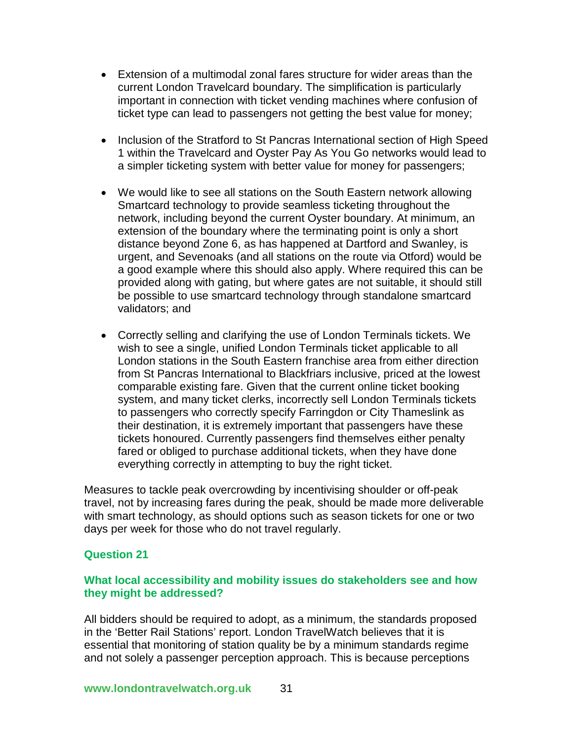- Extension of a multimodal zonal fares structure for wider areas than the current London Travelcard boundary. The simplification is particularly important in connection with ticket vending machines where confusion of ticket type can lead to passengers not getting the best value for money;

- Inclusion of the Stratford to St Pancras International section of High Speed 1 within the Travelcard and Oyster Pay As You Go networks would lead to a simpler ticketing system with better value for money for passengers;

- We would like to see all stations on the South Eastern network allowing Smartcard technology to provide seamless ticketing throughout the network, including beyond the current Oyster boundary. At minimum, an extension of the boundary where the terminating point is only a short distance beyond Zone 6, as has happened at Dartford and Swanley, is urgent, and Sevenoaks (and all stations on the route via Otford) would be a good example where this should also apply. Where required this can be provided along with gating, but where gates are not suitable, it should still be possible to use smartcard technology through standalone smartcard validators; and

- Correctly selling and clarifying the use of London Terminals tickets. We wish to see a single, unified London Terminals ticket applicable to all London stations in the South Eastern franchise area from either direction from St Pancras International to Blackfriars inclusive, priced at the lowest comparable existing fare. Given that the current online ticket booking system, and many ticket clerks, incorrectly sell London Terminals tickets to passengers who correctly specify Farringdon or City Thameslink as their destination, it is extremely important that passengers have these tickets honoured. Currently passengers find themselves either penalty fared or obliged to purchase additional tickets, when they have done everything correctly in attempting to buy the right ticket.

Measures to tackle peak overcrowding by incentivising shoulder or off-peak travel, not by increasing fares during the peak, should be made more deliverable with smart technology, as should options such as season tickets for one or two days per week for those who do not travel regularly.

### Question 21

### What local accessibility and mobility issues do stakeholders see and how they might be addressed?

All bidders should be required to adopt, as a minimum, the standards proposed in the 'Better Rail Stations' report. London TravelWatch believes that it is essential that monitoring of station quality be by a minimum standards regime and not solely a passenger perception approach. This is because perceptions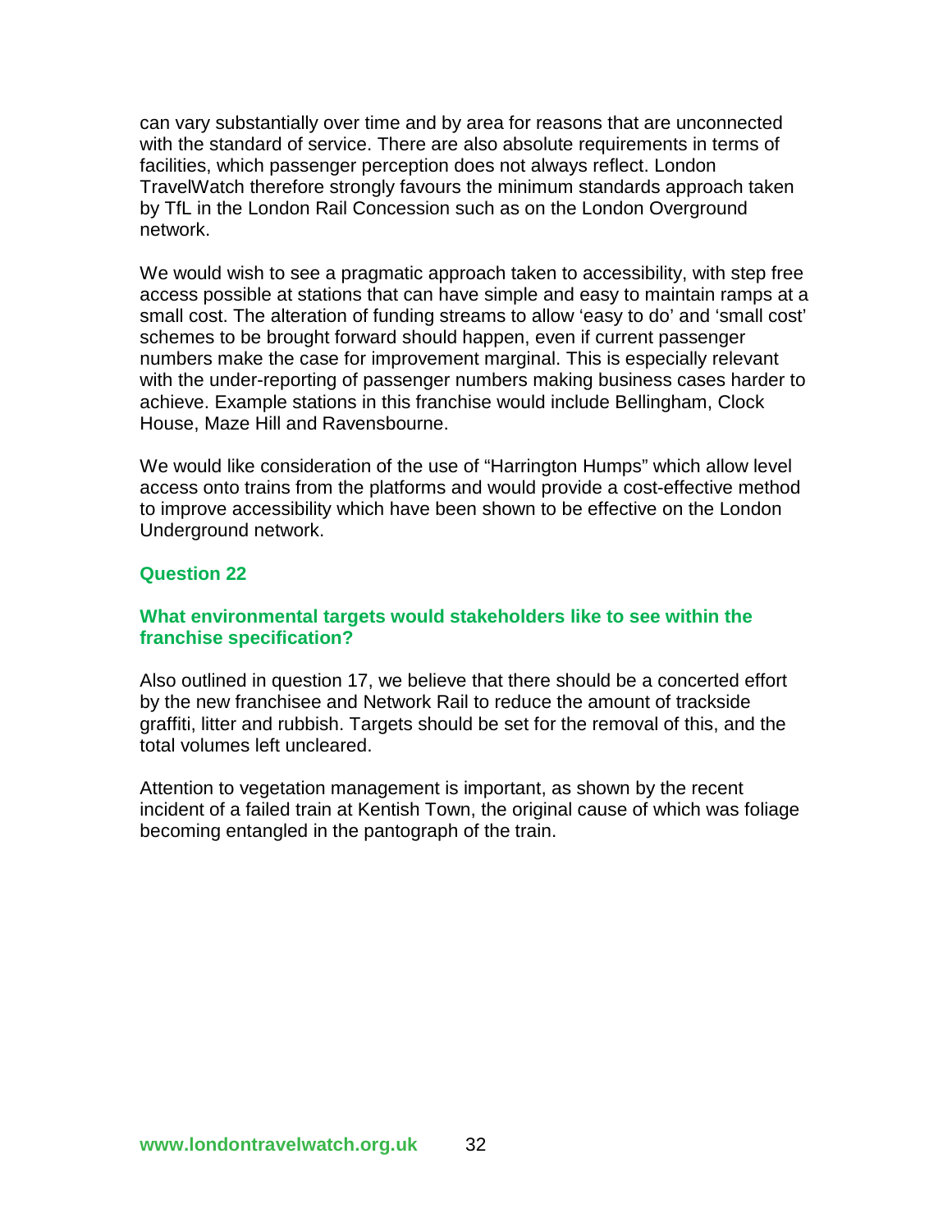can vary substantially over time and by area for reasons that are unconnected with the standard of service. There are also absolute requirements in terms of facilities, which passenger perception does not always reflect. London TravelWatch therefore strongly favours the minimum standards approach taken by TfL in the London Rail Concession such as on the London Overground network.

We would wish to see a pragmatic approach taken to accessibility, with step free access possible at stations that can have simple and easy to maintain ramps at a small cost. The alteration of funding streams to allow 'easy to do' and 'small cost' schemes to be brought forward should happen, even if current passenger numbers make the case for improvement marginal. This is especially relevant with the under-reporting of passenger numbers making business cases harder to achieve. Example stations in this franchise would include Bellingham, Clock House, Maze Hill and Ravensbourne.

We would like consideration of the use of "Harrington Humps" which allow level access onto trains from the platforms and would provide a cost-effective method to improve accessibility which have been shown to be effective on the London Underground network.

### Question 22

### What environmental targets would stakeholders like to see within the franchise specification?

Also outlined in question 17, we believe that there should be a concerted effort by the new franchisee and Network Rail to reduce the amount of trackside graffiti, litter and rubbish. Targets should be set for the removal of this, and the total volumes left uncleared.

Attention to vegetation management is important, as shown by the recent incident of a failed train at Kentish Town, the original cause of which was foliage becoming entangled in the pantograph of the train.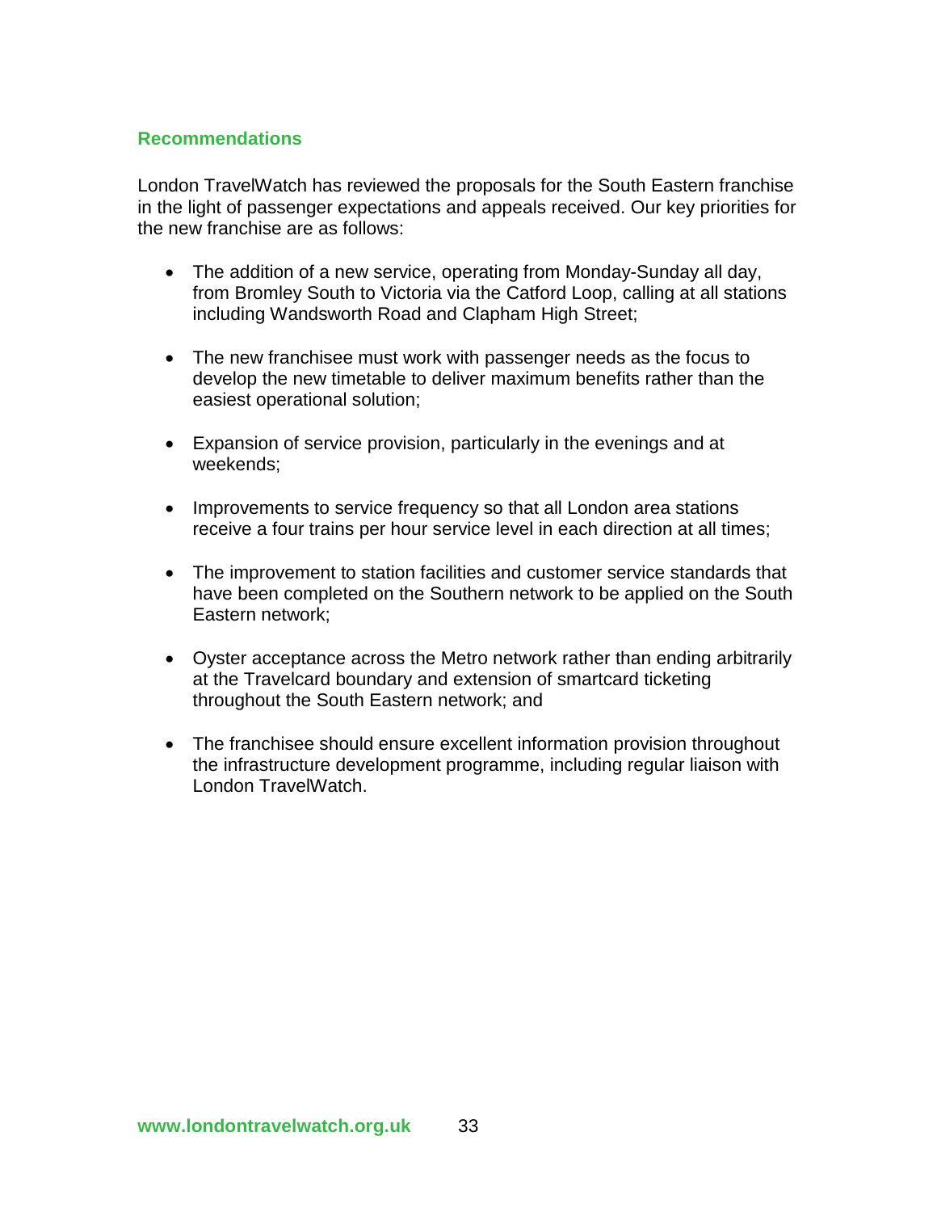## Recommendations

London TravelWatch has reviewed the proposals for the South Eastern franchise in the light of passenger expectations and appeals received. Our key priorities for the new franchise are as follows:

- The addition of a new service, operating from Monday-Sunday all day, from Bromley South to Victoria via the Catford Loop, calling at all stations including Wandsworth Road and Clapham High Street;
- The new franchisee must work with passenger needs as the focus to develop the new timetable to deliver maximum benefits rather than the easiest operational solution;
- Expansion of service provision, particularly in the evenings and at weekends;
- Improvements to service frequency so that all London area stations receive a four trains per hour service level in each direction at all times;
- The improvement to station facilities and customer service standards that have been completed on the Southern network to be applied on the South Eastern network;
- Oyster acceptance across the Metro network rather than ending arbitrarily at the Travelcard boundary and extension of smartcard ticketing throughout the South Eastern network; and
- The franchisee should ensure excellent information provision throughout the infrastructure development programme, including regular liaison with London TravelWatch.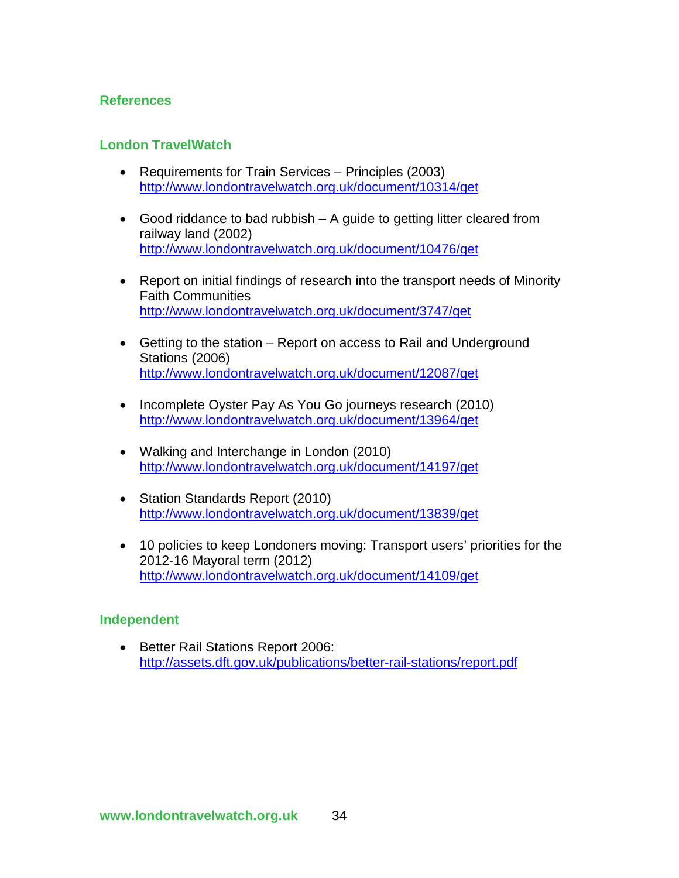## References

### London TravelWatch

- Requirements for Train Services – Principles (2003)
  http://www.londontravelwatch.org.uk/document/10314/get

- Good riddance to bad rubbish – A guide to getting litter cleared from railway land (2002)
  http://www.londontravelwatch.org.uk/document/10476/get

- Report on initial findings of research into the transport needs of Minority Faith Communities
  http://www.londontravelwatch.org.uk/document/3747/get

- Getting to the station – Report on access to Rail and Underground Stations (2006)
  http://www.londontravelwatch.org.uk/document/12087/get

- Incomplete Oyster Pay As You Go journeys research (2010)
  http://www.londontravelwatch.org.uk/document/13964/get

- Walking and Interchange in London (2010)
  http://www.londontravelwatch.org.uk/document/14197/get

- Station Standards Report (2010)
  http://www.londontravelwatch.org.uk/document/13839/get

- 10 policies to keep Londoners moving: Transport users' priorities for the 2012-16 Mayoral term (2012)
  http://www.londontravelwatch.org.uk/document/14109/get

### Independent

- Better Rail Stations Report 2006:
  http://assets.dft.gov.uk/publications/better-rail-stations/report.pdf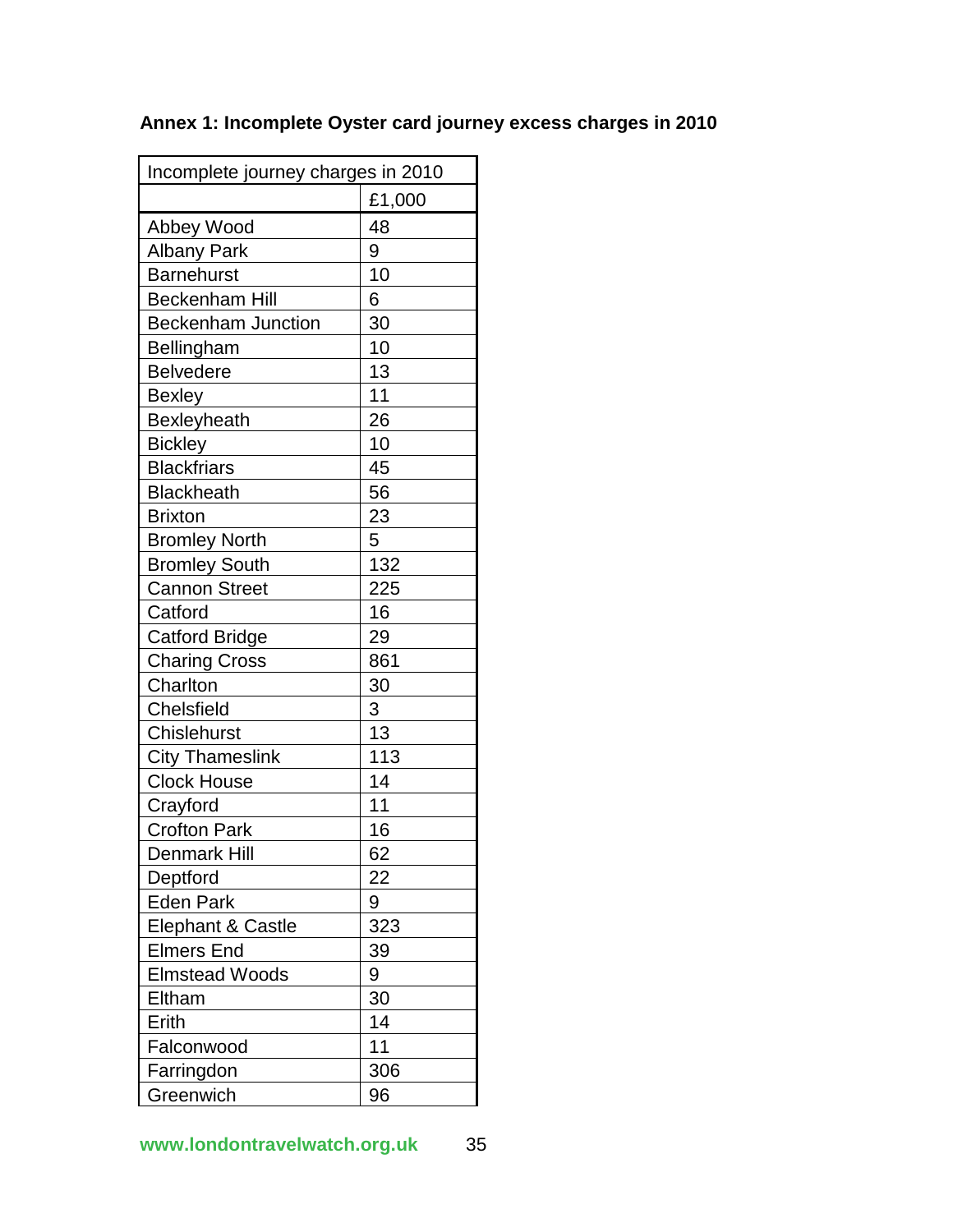**Annex 1: Incomplete Oyster card journey excess charges in 2010**

| Incomplete journey charges in 2010 | |
|---|---|
| | £1,000 |
| Abbey Wood | 48 |
| Albany Park | 9 |
| Barnehurst | 10 |
| Beckenham Hill | 6 |
| Beckenham Junction | 30 |
| Bellingham | 10 |
| Belvedere | 13 |
| Bexley | 11 |
| Bexleyheath | 26 |
| Bickley | 10 |
| Blackfriars | 45 |
| Blackheath | 56 |
| Brixton | 23 |
| Bromley North | 5 |
| Bromley South | 132 |
| Cannon Street | 225 |
| Catford | 16 |
| Catford Bridge | 29 |
| Charing Cross | 861 |
| Charlton | 30 |
| Chelsfield | 3 |
| Chislehurst | 13 |
| City Thameslink | 113 |
| Clock House | 14 |
| Crayford | 11 |
| Crofton Park | 16 |
| Denmark Hill | 62 |
| Deptford | 22 |
| Eden Park | 9 |
| Elephant & Castle | 323 |
| Elmers End | 39 |
| Elmstead Woods | 9 |
| Eltham | 30 |
| Erith | 14 |
| Falconwood | 11 |
| Farringdon | 306 |
| Greenwich | 96 |

www.londontravelwatch.org.uk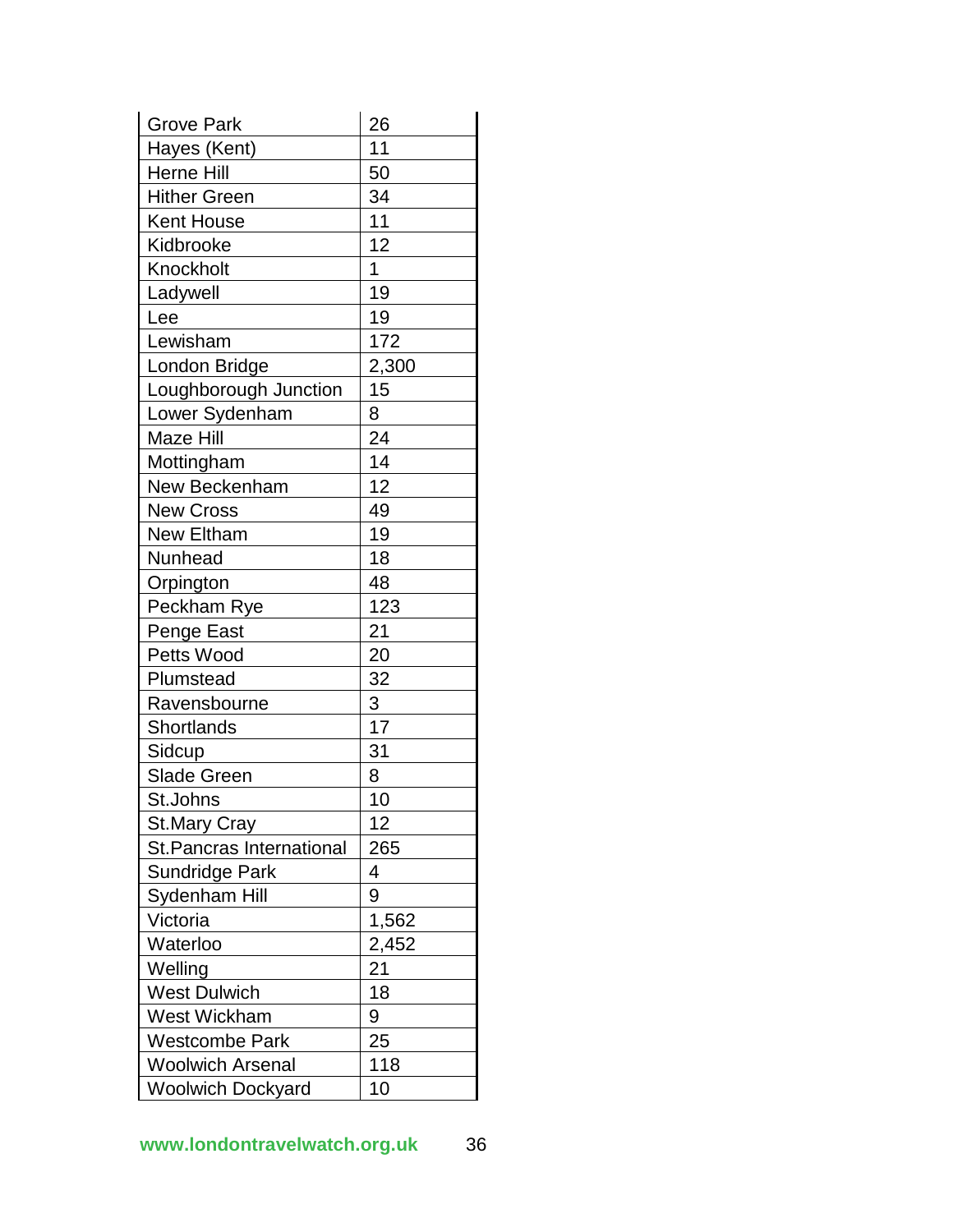| Grove Park | 26 |
|---|---|
| Hayes (Kent) | 11 |
| Herne Hill | 50 |
| Hither Green | 34 |
| Kent House | 11 |
| Kidbrooke | 12 |
| Knockholt | 1 |
| Ladywell | 19 |
| Lee | 19 |
| Lewisham | 172 |
| London Bridge | 2,300 |
| Loughborough Junction | 15 |
| Lower Sydenham | 8 |
| Maze Hill | 24 |
| Mottingham | 14 |
| New Beckenham | 12 |
| New Cross | 49 |
| New Eltham | 19 |
| Nunhead | 18 |
| Orpington | 48 |
| Peckham Rye | 123 |
| Penge East | 21 |
| Petts Wood | 20 |
| Plumstead | 32 |
| Ravensbourne | 3 |
| Shortlands | 17 |
| Sidcup | 31 |
| Slade Green | 8 |
| St.Johns | 10 |
| St.Mary Cray | 12 |
| St.Pancras International | 265 |
| Sundridge Park | 4 |
| Sydenham Hill | 9 |
| Victoria | 1,562 |
| Waterloo | 2,452 |
| Welling | 21 |
| West Dulwich | 18 |
| West Wickham | 9 |
| Westcombe Park | 25 |
| Woolwich Arsenal | 118 |
| Woolwich Dockyard | 10 |

**www.londontravelwatch.org.uk**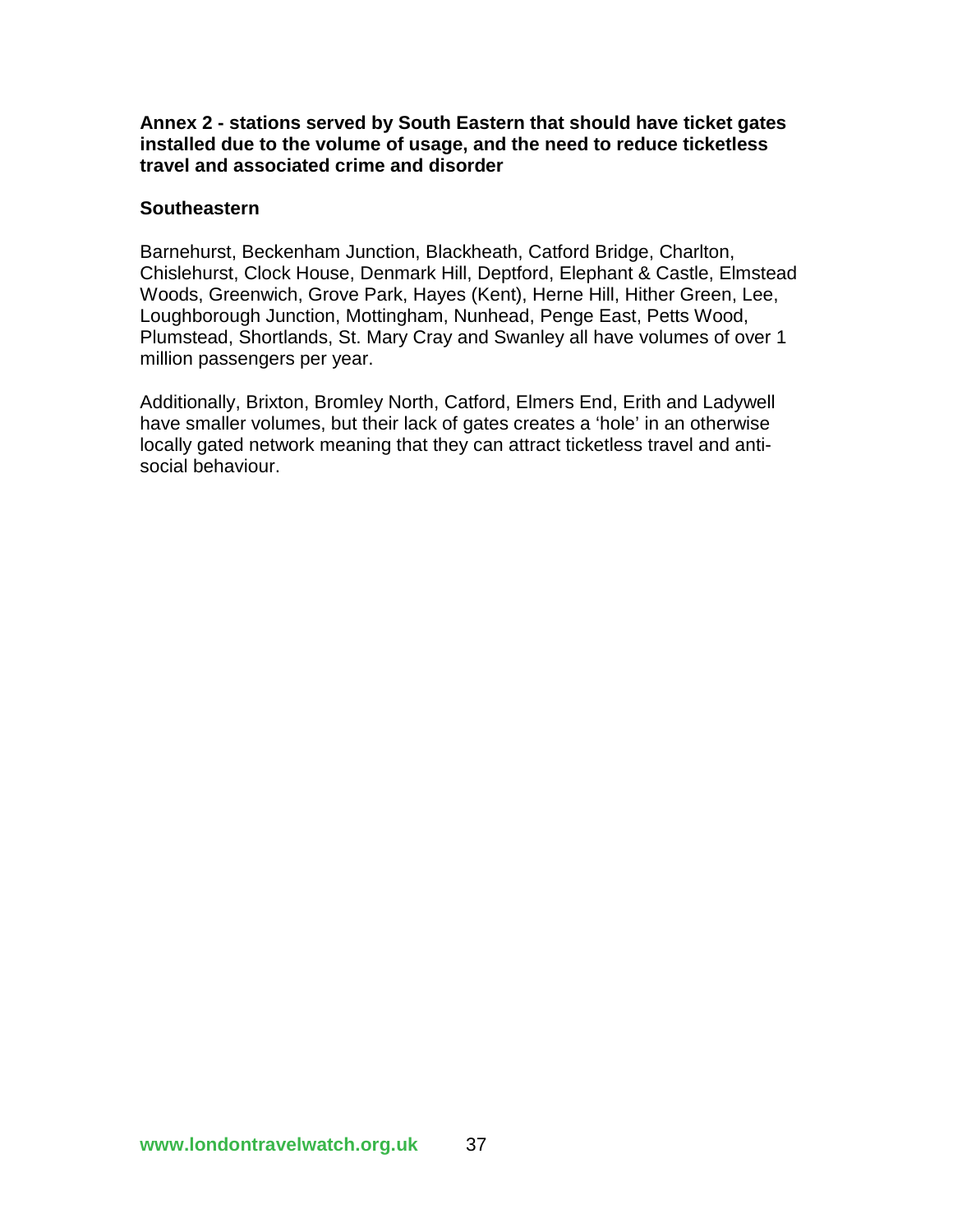**Annex 2 - stations served by South Eastern that should have ticket gates installed due to the volume of usage, and the need to reduce ticketless travel and associated crime and disorder**

**Southeastern**

Barnehurst, Beckenham Junction, Blackheath, Catford Bridge, Charlton, Chislehurst, Clock House, Denmark Hill, Deptford, Elephant & Castle, Elmstead Woods, Greenwich, Grove Park, Hayes (Kent), Herne Hill, Hither Green, Lee, Loughborough Junction, Mottingham, Nunhead, Penge East, Petts Wood, Plumstead, Shortlands, St. Mary Cray and Swanley all have volumes of over 1 million passengers per year.

Additionally, Brixton, Bromley North, Catford, Elmers End, Erith and Ladywell have smaller volumes, but their lack of gates creates a 'hole' in an otherwise locally gated network meaning that they can attract ticketless travel and anti-social behaviour.